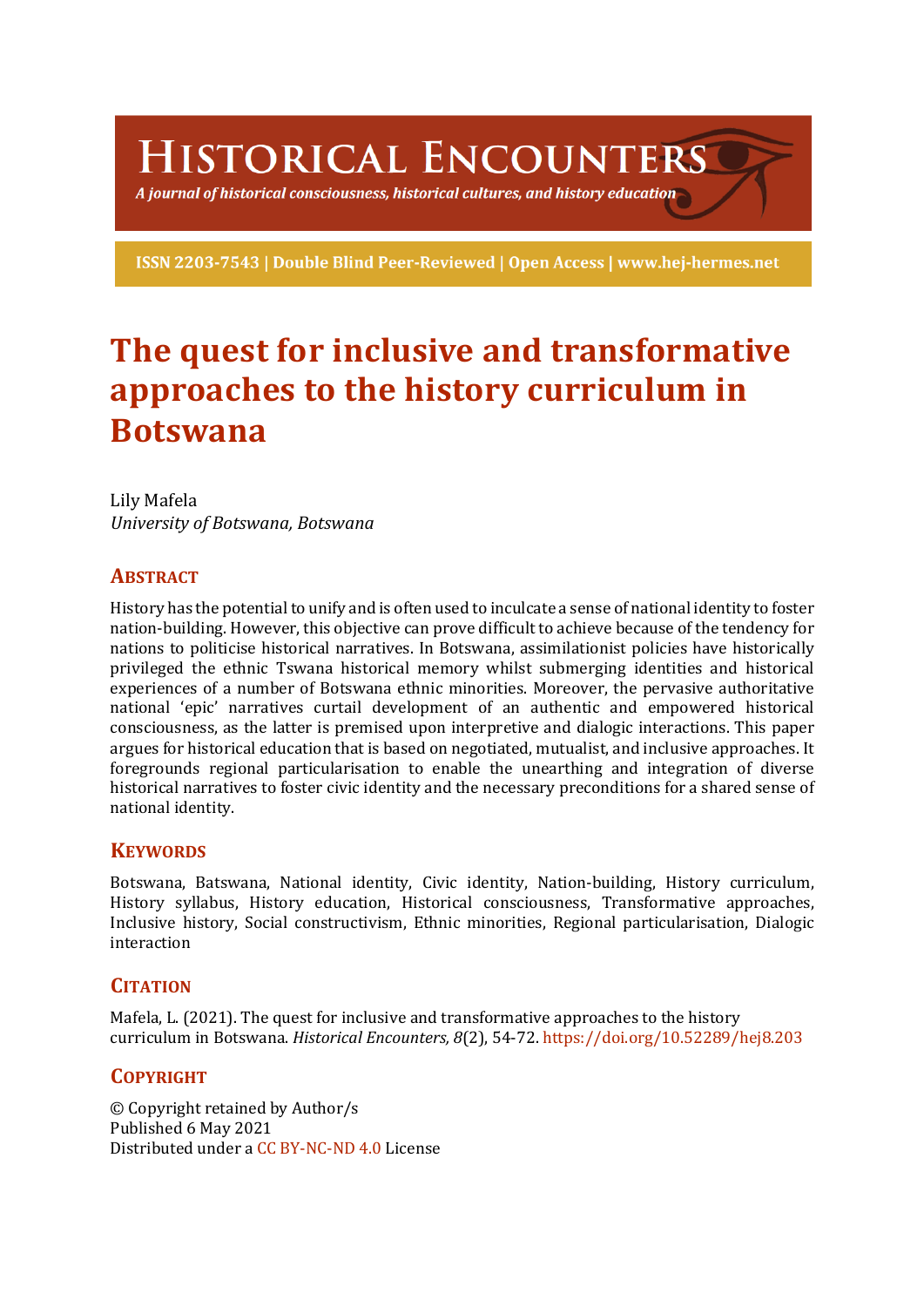# HISTORICAL ENCOUNTERS

*A journal of historical consciousness, historical cultures, and history education*

**ISSN 2203-7543 | Double Blind Peer-Reviewed | Open Access | www.hej-hermes.net**

# The quest for inclusive and transformative approaches to the history curriculum in Botswana

Lily Mafela
*University of Botswana, Botswana*

## ABSTRACT

History has the potential to unify and is often used to inculcate a sense of national identity to foster nation-building. However, this objective can prove difficult to achieve because of the tendency for nations to politicise historical narratives. In Botswana, assimilationist policies have historically privileged the ethnic Tswana historical memory whilst submerging identities and historical experiences of a number of Botswana ethnic minorities. Moreover, the pervasive authoritative national 'epic' narratives curtail development of an authentic and empowered historical consciousness, as the latter is premised upon interpretive and dialogic interactions. This paper argues for historical education that is based on negotiated, mutualist, and inclusive approaches. It foregrounds regional particularisation to enable the unearthing and integration of diverse historical narratives to foster civic identity and the necessary preconditions for a shared sense of national identity.

## KEYWORDS

Botswana, Batswana, National identity, Civic identity, Nation-building, History curriculum, History syllabus, History education, Historical consciousness, Transformative approaches, Inclusive history, Social constructivism, Ethnic minorities, Regional particularisation, Dialogic interaction

## CITATION

Mafela, L. (2021). The quest for inclusive and transformative approaches to the history curriculum in Botswana. *Historical Encounters, 8*(2), 54-72. https://doi.org/10.52289/hej8.203

## COPYRIGHT

© Copyright retained by Author/s
Published 6 May 2021
Distributed under a CC BY-NC-ND 4.0 License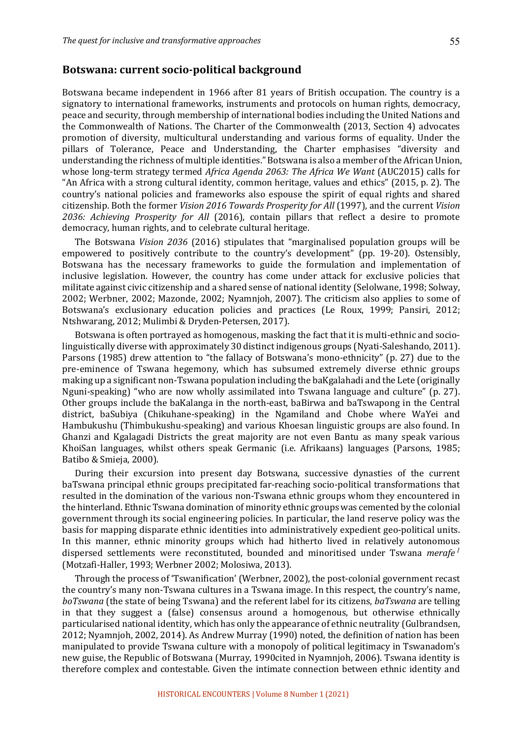## Botswana: current socio-political background

Botswana became independent in 1966 after 81 years of British occupation. The country is a signatory to international frameworks, instruments and protocols on human rights, democracy, peace and security, through membership of international bodies including the United Nations and the Commonwealth of Nations. The Charter of the Commonwealth (2013, Section 4) advocates promotion of diversity, multicultural understanding and various forms of equality. Under the pillars of Tolerance, Peace and Understanding, the Charter emphasises "diversity and understanding the richness of multiple identities." Botswana is also a member of the African Union, whose long-term strategy termed *Africa Agenda 2063: The Africa We Want* (AUC2015) calls for "An Africa with a strong cultural identity, common heritage, values and ethics" (2015, p. 2). The country's national policies and frameworks also espouse the spirit of equal rights and shared citizenship. Both the former *Vision 2016 Towards Prosperity for All* (1997), and the current *Vision 2036: Achieving Prosperity for All* (2016), contain pillars that reflect a desire to promote democracy, human rights, and to celebrate cultural heritage.

The Botswana *Vision 2036* (2016) stipulates that "marginalised population groups will be empowered to positively contribute to the country's development" (pp. 19-20). Ostensibly, Botswana has the necessary frameworks to guide the formulation and implementation of inclusive legislation. However, the country has come under attack for exclusive policies that militate against civic citizenship and a shared sense of national identity (Selolwane, 1998; Solway, 2002; Werbner, 2002; Mazonde, 2002; Nyamnjoh, 2007). The criticism also applies to some of Botswana's exclusionary education policies and practices (Le Roux, 1999; Pansiri, 2012; Ntshwarang, 2012; Mulimbi & Dryden-Petersen, 2017).

Botswana is often portrayed as homogenous, masking the fact that it is multi-ethnic and socio-linguistically diverse with approximately 30 distinct indigenous groups (Nyati-Saleshando, 2011). Parsons (1985) drew attention to "the fallacy of Botswana's mono-ethnicity" (p. 27) due to the pre-eminence of Tswana hegemony, which has subsumed extremely diverse ethnic groups making up a significant non-Tswana population including the baKgalahadi and the Lete (originally Nguni-speaking) "who are now wholly assimilated into Tswana language and culture" (p. 27). Other groups include the baKalanga in the north-east, baBirwa and baTswapong in the Central district, baSubiya (Chikuhane-speaking) in the Ngamiland and Chobe where WaYei and Hambukushu (Thimbukushu-speaking) and various Khoesan linguistic groups are also found. In Ghanzi and Kgalagadi Districts the great majority are not even Bantu as many speak various KhoiSan languages, whilst others speak Germanic (i.e. Afrikaans) languages (Parsons, 1985; Batibo & Smieja, 2000).

During their excursion into present day Botswana, successive dynasties of the current baTswana principal ethnic groups precipitated far-reaching socio-political transformations that resulted in the domination of the various non-Tswana ethnic groups whom they encountered in the hinterland. Ethnic Tswana domination of minority ethnic groups was cemented by the colonial government through its social engineering policies. In particular, the land reserve policy was the basis for mapping disparate ethnic identities into administratively expedient geo-political units. In this manner, ethnic minority groups which had hitherto lived in relatively autonomous dispersed settlements were reconstituted, bounded and minoritised under Tswana *merafe* [1] (Motzafi-Haller, 1993; Werbner 2002; Molosiwa, 2013).

Through the process of 'Tswanification' (Werbner, 2002), the post-colonial government recast the country's many non-Tswana cultures in a Tswana image. In this respect, the country's name, *boTswana* (the state of being Tswana) and the referent label for its citizens, *baTswana* are telling in that they suggest a (false) consensus around a homogenous, but otherwise ethnically particularised national identity, which has only the appearance of ethnic neutrality (Gulbrandsen, 2012; Nyamnjoh, 2002, 2014). As Andrew Murray (1990) noted, the definition of nation has been manipulated to provide Tswana culture with a monopoly of political legitimacy in Tswanadom's new guise, the Republic of Botswana (Murray, 1990cited in Nyamnjoh, 2006). Tswana identity is therefore complex and contestable. Given the intimate connection between ethnic identity and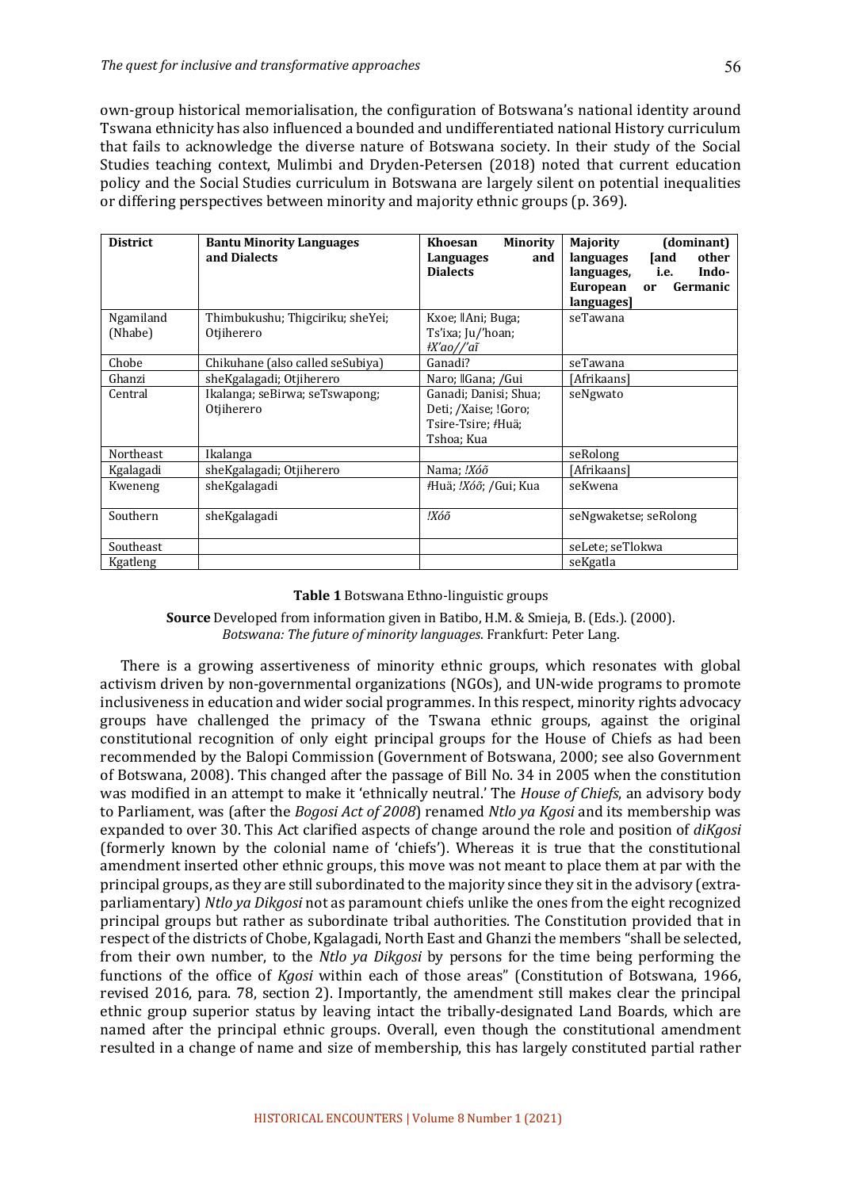own-group historical memorialisation, the configuration of Botswana's national identity around Tswana ethnicity has also influenced a bounded and undifferentiated national History curriculum that fails to acknowledge the diverse nature of Botswana society. In their study of the Social Studies teaching context, Mulimbi and Dryden-Petersen (2018) noted that current education policy and the Social Studies curriculum in Botswana are largely silent on potential inequalities or differing perspectives between minority and majority ethnic groups (p. 369).

| District | Bantu Minority Languages and Dialects | Khoesan Minority Languages and Dialects | Majority (dominant) languages [and other languages, i.e. Indo-European or Germanic languages] |
|---|---|---|---|
| Ngamiland (Nhabe) | Thimbukushu; Thigciriku; sheYei; Otjiherero | Kxoe; ǁAni; Buga; Ts'ixa; Ju/'hoan; *ǂX'ao//'aĩ* | seTawana |
| Chobe | Chikuhane (also called seSubiya) | Ganadi? | seTawana |
| Ghanzi | sheKgalagadi; Otjiherero | Naro; ǁGana; /Gui | [Afrikaans] |
| Central | Ikalanga; seBirwa; seTswapong; Otjiherero | Ganadi; Danisi; Shua; Deti; /Xaise; !Goro; Tsire-Tsire; ǂHuä; Tshoa; Kua | seNgwato |
| Northeast | Ikalanga | | seRolong |
| Kgalagadi | sheKgalagadi; Otjiherero | Nama; *!Xóõ* | [Afrikaans] |
| Kweneng | sheKgalagadi | ǂHuä; *!Xóõ*; /Gui; Kua | seKwena |
| Southern | sheKgalagadi | *!Xóõ* | seNgwaketse; seRolong |
| Southeast | | | seLete; seTlokwa |
| Kgatleng | | | seKgatla |

**Table 1** Botswana Ethno-linguistic groups

**Source** Developed from information given in Batibo, H.M. & Smieja, B. (Eds.). (2000). *Botswana: The future of minority languages*. Frankfurt: Peter Lang.

There is a growing assertiveness of minority ethnic groups, which resonates with global activism driven by non-governmental organizations (NGOs), and UN-wide programs to promote inclusiveness in education and wider social programmes. In this respect, minority rights advocacy groups have challenged the primacy of the Tswana ethnic groups, against the original constitutional recognition of only eight principal groups for the House of Chiefs as had been recommended by the Balopi Commission (Government of Botswana, 2000; see also Government of Botswana, 2008). This changed after the passage of Bill No. 34 in 2005 when the constitution was modified in an attempt to make it 'ethnically neutral.' The *House of Chiefs*, an advisory body to Parliament, was (after the *Bogosi Act of 2008*) renamed *Ntlo ya Kgosi* and its membership was expanded to over 30. This Act clarified aspects of change around the role and position of *diKgosi* (formerly known by the colonial name of 'chiefs'). Whereas it is true that the constitutional amendment inserted other ethnic groups, this move was not meant to place them at par with the principal groups, as they are still subordinated to the majority since they sit in the advisory (extra-parliamentary) *Ntlo ya Dikgosi* not as paramount chiefs unlike the ones from the eight recognized principal groups but rather as subordinate tribal authorities. The Constitution provided that in respect of the districts of Chobe, Kgalagadi, North East and Ghanzi the members "shall be selected, from their own number, to the *Ntlo ya Dikgosi* by persons for the time being performing the functions of the office of *Kgosi* within each of those areas" (Constitution of Botswana, 1966, revised 2016, para. 78, section 2). Importantly, the amendment still makes clear the principal ethnic group superior status by leaving intact the tribally-designated Land Boards, which are named after the principal ethnic groups. Overall, even though the constitutional amendment resulted in a change of name and size of membership, this has largely constituted partial rather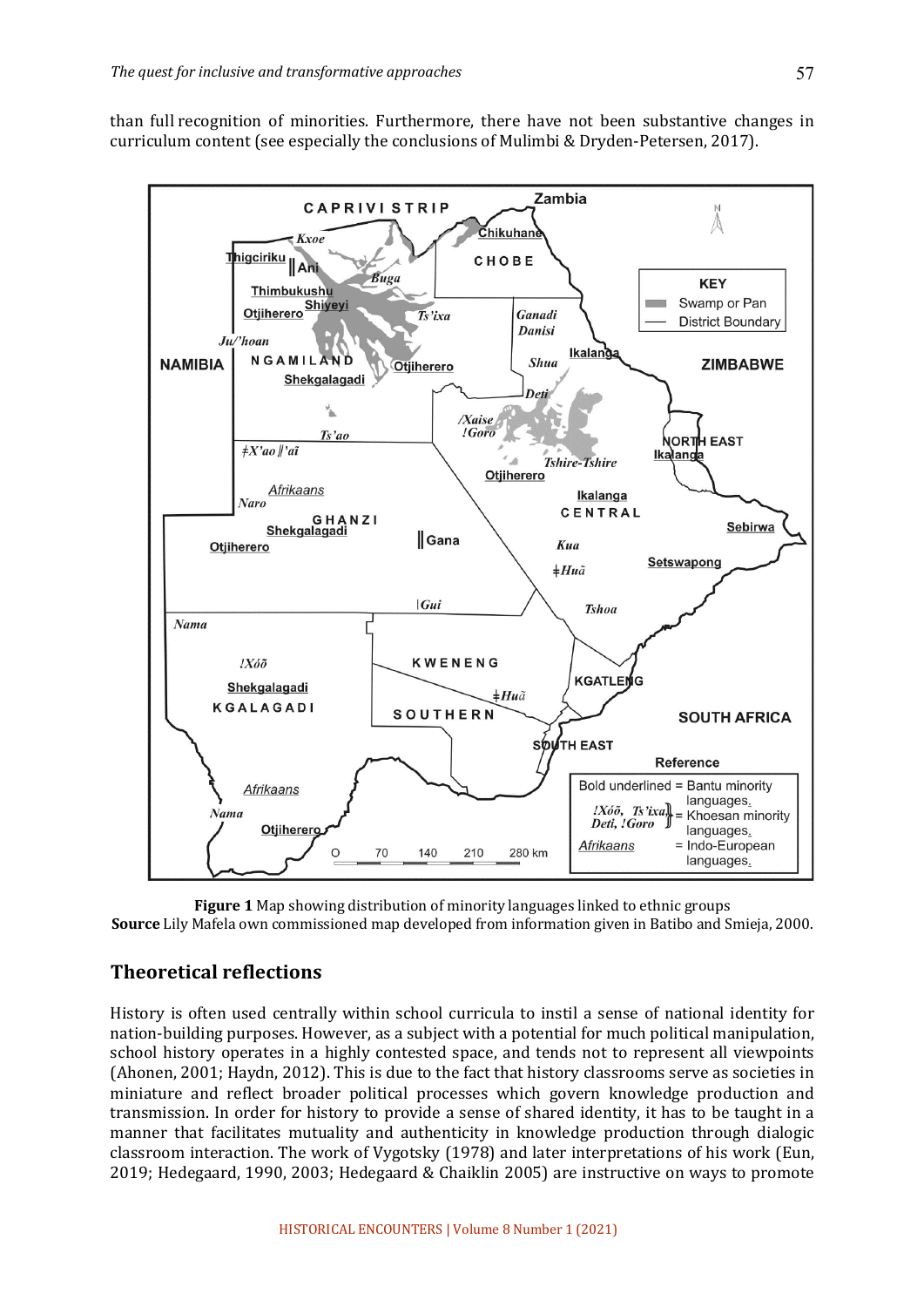than full recognition of minorities. Furthermore, there have not been substantive changes in curriculum content (see especially the conclusions of Mulimbi & Dryden-Petersen, 2017).

**Figure 1** Map showing distribution of minority languages linked to ethnic groups
**Source** Lily Mafela own commissioned map developed from information given in Batibo and Smieja, 2000.

## Theoretical reflections

History is often used centrally within school curricula to instil a sense of national identity for nation-building purposes. However, as a subject with a potential for much political manipulation, school history operates in a highly contested space, and tends not to represent all viewpoints (Ahonen, 2001; Haydn, 2012). This is due to the fact that history classrooms serve as societies in miniature and reflect broader political processes which govern knowledge production and transmission. In order for history to provide a sense of shared identity, it has to be taught in a manner that facilitates mutuality and authenticity in knowledge production through dialogic classroom interaction. The work of Vygotsky (1978) and later interpretations of his work (Eun, 2019; Hedegaard, 1990, 2003; Hedegaard & Chaiklin 2005) are instructive on ways to promote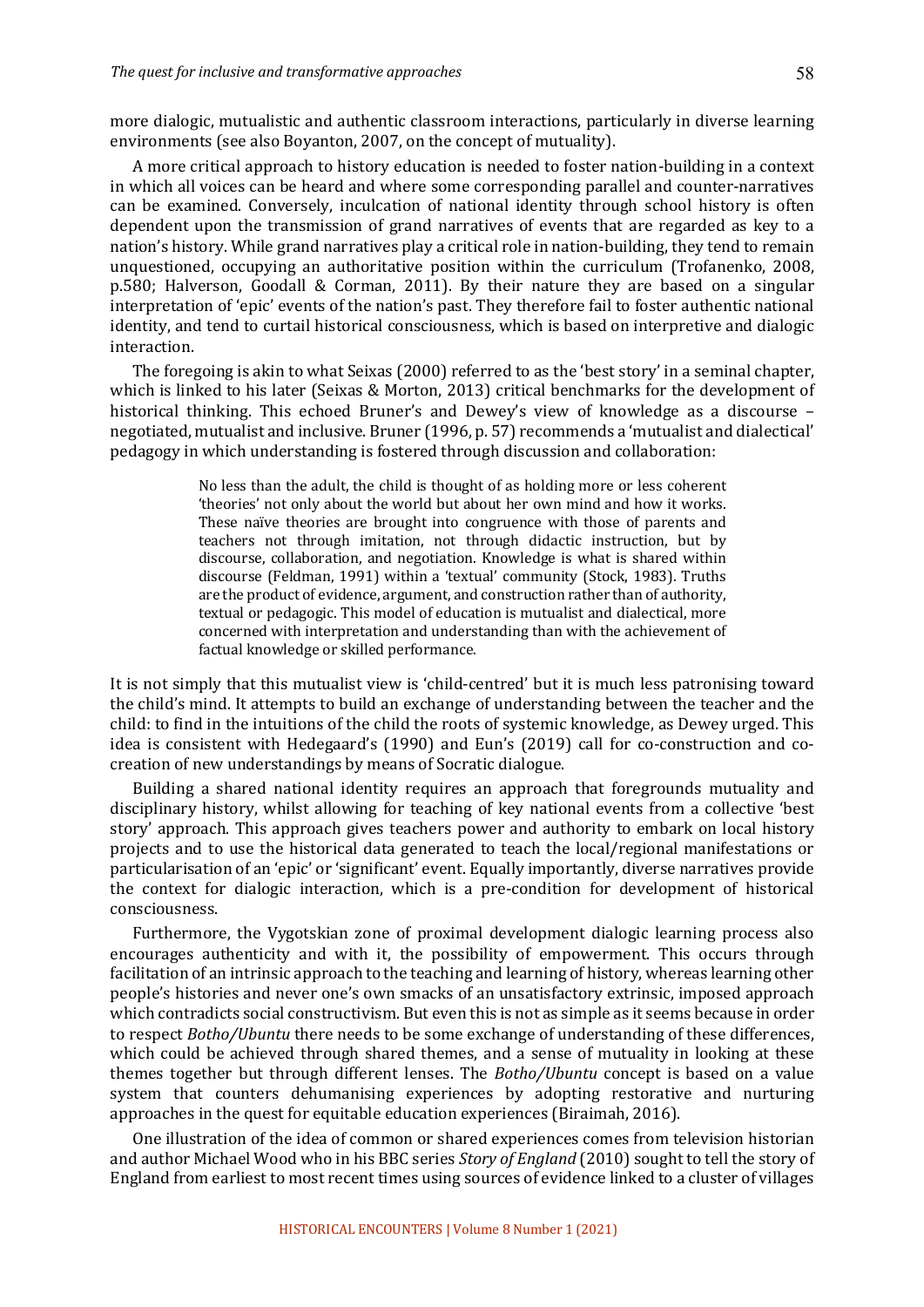more dialogic, mutualistic and authentic classroom interactions, particularly in diverse learning environments (see also Boyanton, 2007, on the concept of mutuality).

A more critical approach to history education is needed to foster nation-building in a context in which all voices can be heard and where some corresponding parallel and counter-narratives can be examined. Conversely, inculcation of national identity through school history is often dependent upon the transmission of grand narratives of events that are regarded as key to a nation's history. While grand narratives play a critical role in nation-building, they tend to remain unquestioned, occupying an authoritative position within the curriculum (Trofanenko, 2008, p.580; Halverson, Goodall & Corman, 2011). By their nature they are based on a singular interpretation of 'epic' events of the nation's past. They therefore fail to foster authentic national identity, and tend to curtail historical consciousness, which is based on interpretive and dialogic interaction.

The foregoing is akin to what Seixas (2000) referred to as the 'best story' in a seminal chapter, which is linked to his later (Seixas & Morton, 2013) critical benchmarks for the development of historical thinking. This echoed Bruner's and Dewey's view of knowledge as a discourse – negotiated, mutualist and inclusive. Bruner (1996, p. 57) recommends a 'mutualist and dialectical' pedagogy in which understanding is fostered through discussion and collaboration:

> No less than the adult, the child is thought of as holding more or less coherent 'theories' not only about the world but about her own mind and how it works. These naïve theories are brought into congruence with those of parents and teachers not through imitation, not through didactic instruction, but by discourse, collaboration, and negotiation. Knowledge is what is shared within discourse (Feldman, 1991) within a 'textual' community (Stock, 1983). Truths are the product of evidence, argument, and construction rather than of authority, textual or pedagogic. This model of education is mutualist and dialectical, more concerned with interpretation and understanding than with the achievement of factual knowledge or skilled performance.

It is not simply that this mutualist view is 'child-centred' but it is much less patronising toward the child's mind. It attempts to build an exchange of understanding between the teacher and the child: to find in the intuitions of the child the roots of systemic knowledge, as Dewey urged. This idea is consistent with Hedegaard's (1990) and Eun's (2019) call for co-construction and co-creation of new understandings by means of Socratic dialogue.

Building a shared national identity requires an approach that foregrounds mutuality and disciplinary history, whilst allowing for teaching of key national events from a collective 'best story' approach. This approach gives teachers power and authority to embark on local history projects and to use the historical data generated to teach the local/regional manifestations or particularisation of an 'epic' or 'significant' event. Equally importantly, diverse narratives provide the context for dialogic interaction, which is a pre-condition for development of historical consciousness.

Furthermore, the Vygotskian zone of proximal development dialogic learning process also encourages authenticity and with it, the possibility of empowerment. This occurs through facilitation of an intrinsic approach to the teaching and learning of history, whereas learning other people's histories and never one's own smacks of an unsatisfactory extrinsic, imposed approach which contradicts social constructivism. But even this is not as simple as it seems because in order to respect *Botho/Ubuntu* there needs to be some exchange of understanding of these differences, which could be achieved through shared themes, and a sense of mutuality in looking at these themes together but through different lenses. The *Botho/Ubuntu* concept is based on a value system that counters dehumanising experiences by adopting restorative and nurturing approaches in the quest for equitable education experiences (Biraimah, 2016).

One illustration of the idea of common or shared experiences comes from television historian and author Michael Wood who in his BBC series *Story of England* (2010) sought to tell the story of England from earliest to most recent times using sources of evidence linked to a cluster of villages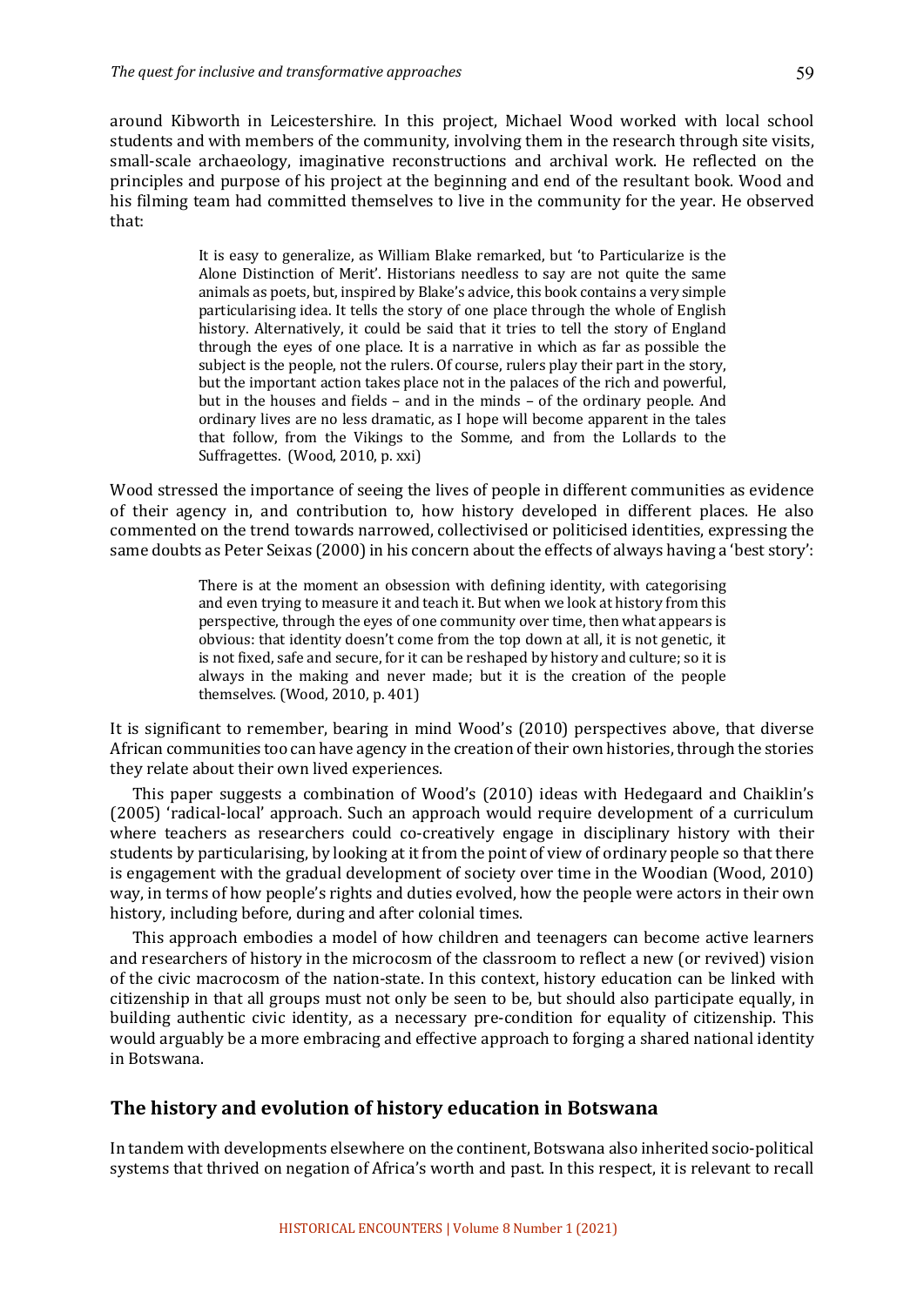around Kibworth in Leicestershire. In this project, Michael Wood worked with local school students and with members of the community, involving them in the research through site visits, small-scale archaeology, imaginative reconstructions and archival work. He reflected on the principles and purpose of his project at the beginning and end of the resultant book. Wood and his filming team had committed themselves to live in the community for the year. He observed that:

> It is easy to generalize, as William Blake remarked, but 'to Particularize is the Alone Distinction of Merit'. Historians needless to say are not quite the same animals as poets, but, inspired by Blake's advice, this book contains a very simple particularising idea. It tells the story of one place through the whole of English history. Alternatively, it could be said that it tries to tell the story of England through the eyes of one place. It is a narrative in which as far as possible the subject is the people, not the rulers. Of course, rulers play their part in the story, but the important action takes place not in the palaces of the rich and powerful, but in the houses and fields – and in the minds – of the ordinary people. And ordinary lives are no less dramatic, as I hope will become apparent in the tales that follow, from the Vikings to the Somme, and from the Lollards to the Suffragettes. (Wood, 2010, p. xxi)

Wood stressed the importance of seeing the lives of people in different communities as evidence of their agency in, and contribution to, how history developed in different places. He also commented on the trend towards narrowed, collectivised or politicised identities, expressing the same doubts as Peter Seixas (2000) in his concern about the effects of always having a 'best story':

> There is at the moment an obsession with defining identity, with categorising and even trying to measure it and teach it. But when we look at history from this perspective, through the eyes of one community over time, then what appears is obvious: that identity doesn't come from the top down at all, it is not genetic, it is not fixed, safe and secure, for it can be reshaped by history and culture; so it is always in the making and never made; but it is the creation of the people themselves. (Wood, 2010, p. 401)

It is significant to remember, bearing in mind Wood's (2010) perspectives above, that diverse African communities too can have agency in the creation of their own histories, through the stories they relate about their own lived experiences.

This paper suggests a combination of Wood's (2010) ideas with Hedegaard and Chaiklin's (2005) 'radical-local' approach. Such an approach would require development of a curriculum where teachers as researchers could co-creatively engage in disciplinary history with their students by particularising, by looking at it from the point of view of ordinary people so that there is engagement with the gradual development of society over time in the Woodian (Wood, 2010) way, in terms of how people's rights and duties evolved, how the people were actors in their own history, including before, during and after colonial times.

This approach embodies a model of how children and teenagers can become active learners and researchers of history in the microcosm of the classroom to reflect a new (or revived) vision of the civic macrocosm of the nation-state. In this context, history education can be linked with citizenship in that all groups must not only be seen to be, but should also participate equally, in building authentic civic identity, as a necessary pre-condition for equality of citizenship. This would arguably be a more embracing and effective approach to forging a shared national identity in Botswana.

## The history and evolution of history education in Botswana

In tandem with developments elsewhere on the continent, Botswana also inherited socio-political systems that thrived on negation of Africa's worth and past. In this respect, it is relevant to recall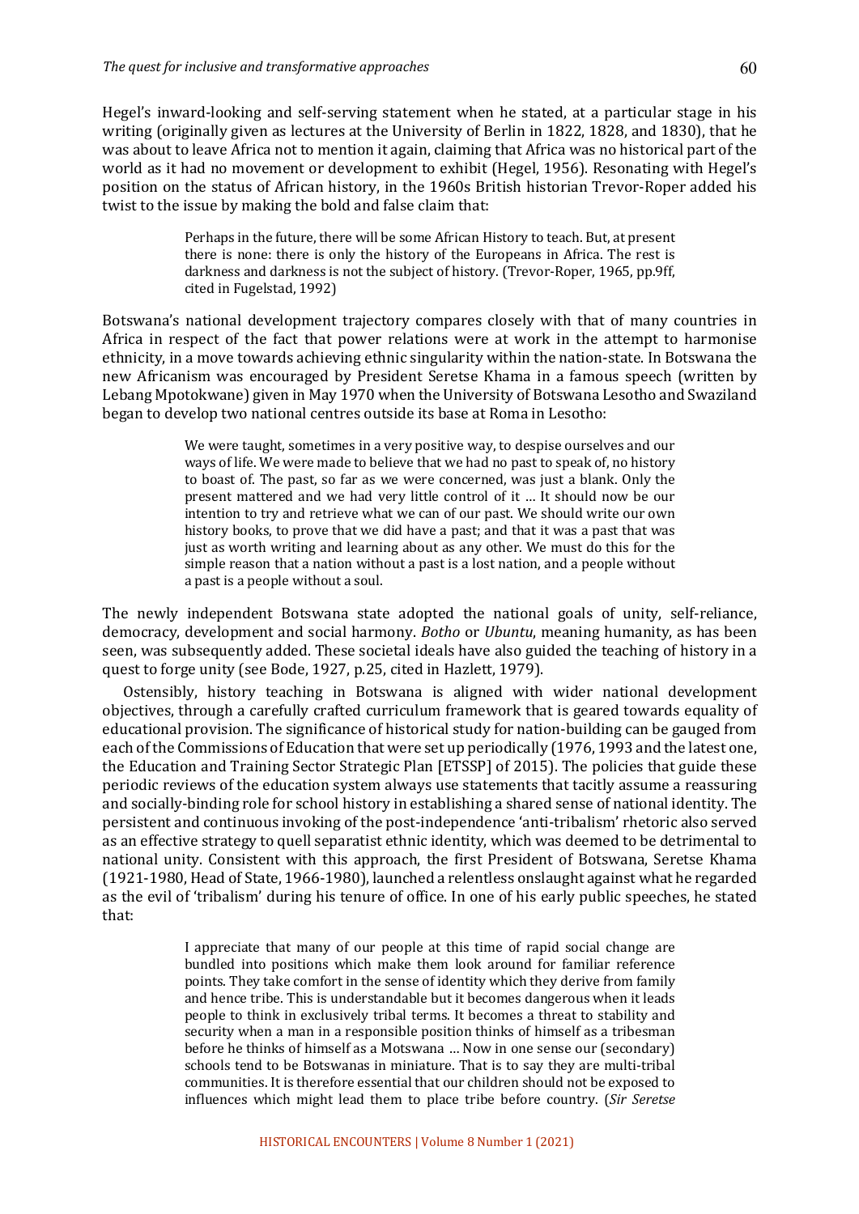Hegel's inward-looking and self-serving statement when he stated, at a particular stage in his writing (originally given as lectures at the University of Berlin in 1822, 1828, and 1830), that he was about to leave Africa not to mention it again, claiming that Africa was no historical part of the world as it had no movement or development to exhibit (Hegel, 1956). Resonating with Hegel's position on the status of African history, in the 1960s British historian Trevor-Roper added his twist to the issue by making the bold and false claim that:

> Perhaps in the future, there will be some African History to teach. But, at present there is none: there is only the history of the Europeans in Africa. The rest is darkness and darkness is not the subject of history. (Trevor-Roper, 1965, pp.9ff, cited in Fugelstad, 1992)

Botswana's national development trajectory compares closely with that of many countries in Africa in respect of the fact that power relations were at work in the attempt to harmonise ethnicity, in a move towards achieving ethnic singularity within the nation-state. In Botswana the new Africanism was encouraged by President Seretse Khama in a famous speech (written by Lebang Mpotokwane) given in May 1970 when the University of Botswana Lesotho and Swaziland began to develop two national centres outside its base at Roma in Lesotho:

> We were taught, sometimes in a very positive way, to despise ourselves and our ways of life. We were made to believe that we had no past to speak of, no history to boast of. The past, so far as we were concerned, was just a blank. Only the present mattered and we had very little control of it … It should now be our intention to try and retrieve what we can of our past. We should write our own history books, to prove that we did have a past; and that it was a past that was just as worth writing and learning about as any other. We must do this for the simple reason that a nation without a past is a lost nation, and a people without a past is a people without a soul.

The newly independent Botswana state adopted the national goals of unity, self-reliance, democracy, development and social harmony. *Botho* or *Ubuntu*, meaning humanity, as has been seen, was subsequently added. These societal ideals have also guided the teaching of history in a quest to forge unity (see Bode, 1927, p.25, cited in Hazlett, 1979).

Ostensibly, history teaching in Botswana is aligned with wider national development objectives, through a carefully crafted curriculum framework that is geared towards equality of educational provision. The significance of historical study for nation-building can be gauged from each of the Commissions of Education that were set up periodically (1976, 1993 and the latest one, the Education and Training Sector Strategic Plan [ETSSP] of 2015). The policies that guide these periodic reviews of the education system always use statements that tacitly assume a reassuring and socially-binding role for school history in establishing a shared sense of national identity. The persistent and continuous invoking of the post-independence 'anti-tribalism' rhetoric also served as an effective strategy to quell separatist ethnic identity, which was deemed to be detrimental to national unity. Consistent with this approach, the first President of Botswana, Seretse Khama (1921-1980, Head of State, 1966-1980), launched a relentless onslaught against what he regarded as the evil of 'tribalism' during his tenure of office. In one of his early public speeches, he stated that:

> I appreciate that many of our people at this time of rapid social change are bundled into positions which make them look around for familiar reference points. They take comfort in the sense of identity which they derive from family and hence tribe. This is understandable but it becomes dangerous when it leads people to think in exclusively tribal terms. It becomes a threat to stability and security when a man in a responsible position thinks of himself as a tribesman before he thinks of himself as a Motswana … Now in one sense our (secondary) schools tend to be Botswanas in miniature. That is to say they are multi-tribal communities. It is therefore essential that our children should not be exposed to influences which might lead them to place tribe before country. (*Sir Seretse*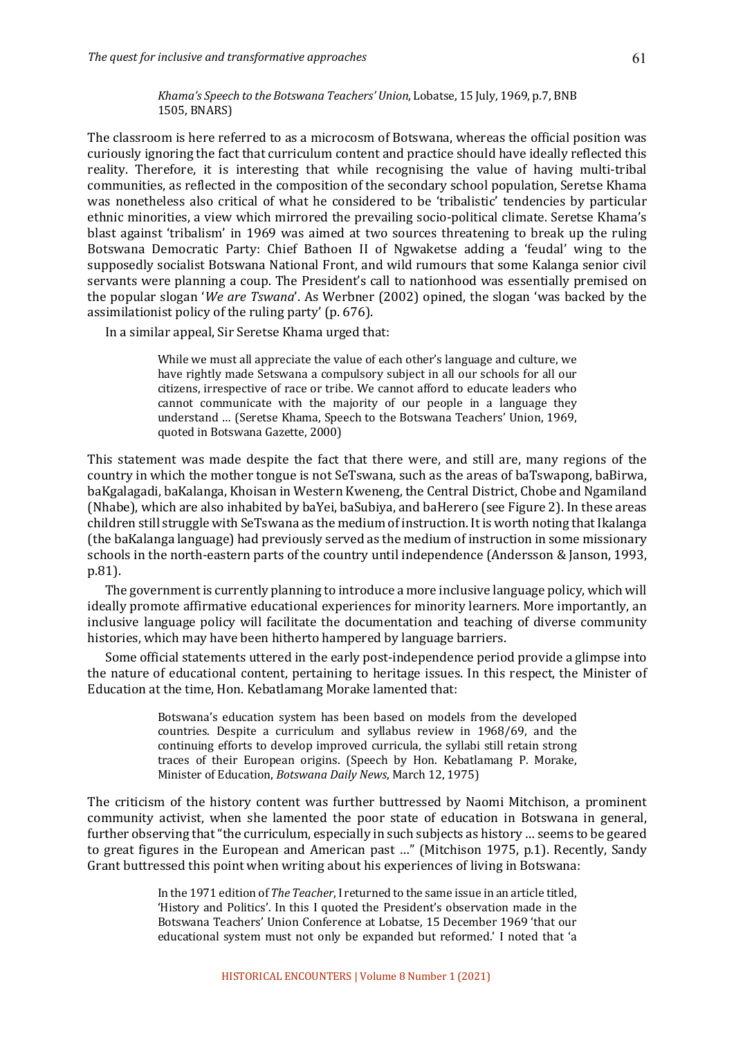*Khama's Speech to the Botswana Teachers' Union*, Lobatse, 15 July, 1969, p.7, BNB 1505, BNARS)

The classroom is here referred to as a microcosm of Botswana, whereas the official position was curiously ignoring the fact that curriculum content and practice should have ideally reflected this reality. Therefore, it is interesting that while recognising the value of having multi-tribal communities, as reflected in the composition of the secondary school population, Seretse Khama was nonetheless also critical of what he considered to be 'tribalistic' tendencies by particular ethnic minorities, a view which mirrored the prevailing socio-political climate. Seretse Khama's blast against 'tribalism' in 1969 was aimed at two sources threatening to break up the ruling Botswana Democratic Party: Chief Bathoen II of Ngwaketse adding a 'feudal' wing to the supposedly socialist Botswana National Front, and wild rumours that some Kalanga senior civil servants were planning a coup. The President's call to nationhood was essentially premised on the popular slogan '*We are Tswana*'. As Werbner (2002) opined, the slogan 'was backed by the assimilationist policy of the ruling party' (p. 676).

In a similar appeal, Sir Seretse Khama urged that:

> While we must all appreciate the value of each other's language and culture, we have rightly made Setswana a compulsory subject in all our schools for all our citizens, irrespective of race or tribe. We cannot afford to educate leaders who cannot communicate with the majority of our people in a language they understand … (Seretse Khama, Speech to the Botswana Teachers' Union, 1969, quoted in Botswana Gazette, 2000)

This statement was made despite the fact that there were, and still are, many regions of the country in which the mother tongue is not SeTswana, such as the areas of baTswapong, baBirwa, baKgalagadi, baKalanga, Khoisan in Western Kweneng, the Central District, Chobe and Ngamiland (Nhabe), which are also inhabited by baYei, baSubiya, and baHerero (see Figure 2). In these areas children still struggle with SeTswana as the medium of instruction. It is worth noting that Ikalanga (the baKalanga language) had previously served as the medium of instruction in some missionary schools in the north-eastern parts of the country until independence (Andersson & Janson, 1993, p.81).

The government is currently planning to introduce a more inclusive language policy, which will ideally promote affirmative educational experiences for minority learners. More importantly, an inclusive language policy will facilitate the documentation and teaching of diverse community histories, which may have been hitherto hampered by language barriers.

Some official statements uttered in the early post-independence period provide a glimpse into the nature of educational content, pertaining to heritage issues. In this respect, the Minister of Education at the time, Hon. Kebatlamang Morake lamented that:

> Botswana's education system has been based on models from the developed countries. Despite a curriculum and syllabus review in 1968/69, and the continuing efforts to develop improved curricula, the syllabi still retain strong traces of their European origins. (Speech by Hon. Kebatlamang P. Morake, Minister of Education, *Botswana Daily News*, March 12, 1975)

The criticism of the history content was further buttressed by Naomi Mitchison, a prominent community activist, when she lamented the poor state of education in Botswana in general, further observing that "the curriculum, especially in such subjects as history … seems to be geared to great figures in the European and American past …" (Mitchison 1975, p.1). Recently, Sandy Grant buttressed this point when writing about his experiences of living in Botswana:

> In the 1971 edition of *The Teacher*, I returned to the same issue in an article titled, 'History and Politics'. In this I quoted the President's observation made in the Botswana Teachers' Union Conference at Lobatse, 15 December 1969 'that our educational system must not only be expanded but reformed.' I noted that 'a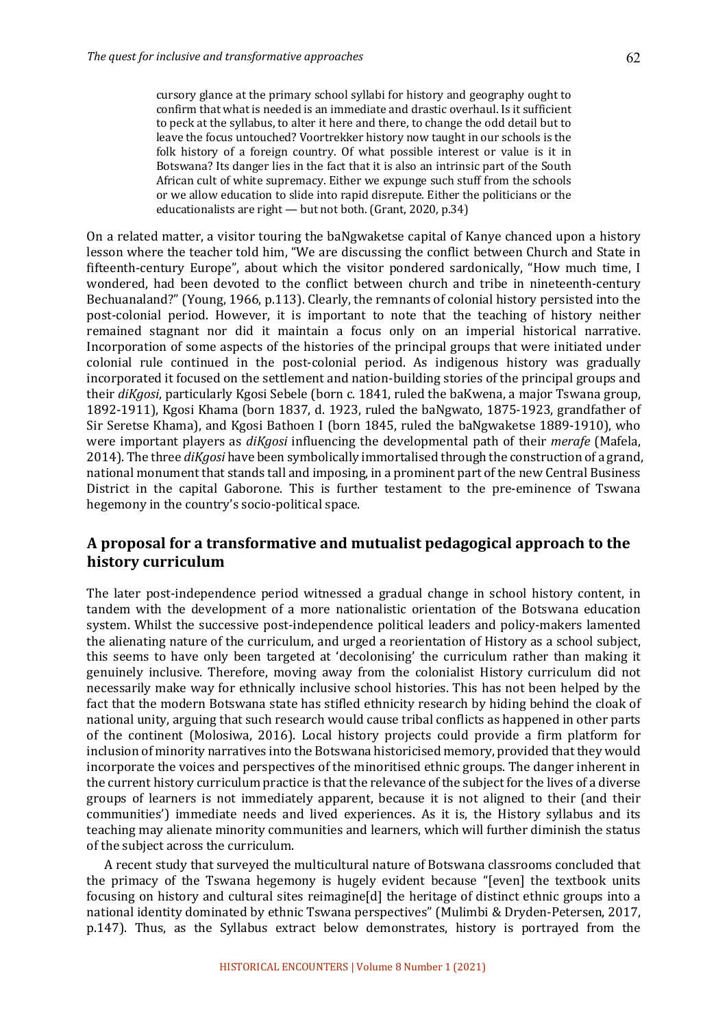> cursory glance at the primary school syllabi for history and geography ought to confirm that what is needed is an immediate and drastic overhaul. Is it sufficient to peck at the syllabus, to alter it here and there, to change the odd detail but to leave the focus untouched? Voortrekker history now taught in our schools is the folk history of a foreign country. Of what possible interest or value is it in Botswana? Its danger lies in the fact that it is also an intrinsic part of the South African cult of white supremacy. Either we expunge such stuff from the schools or we allow education to slide into rapid disrepute. Either the politicians or the educationalists are right — but not both. (Grant, 2020, p.34)

On a related matter, a visitor touring the baNgwaketse capital of Kanye chanced upon a history lesson where the teacher told him, "We are discussing the conflict between Church and State in fifteenth-century Europe", about which the visitor pondered sardonically, "How much time, I wondered, had been devoted to the conflict between church and tribe in nineteenth-century Bechuanaland?" (Young, 1966, p.113). Clearly, the remnants of colonial history persisted into the post-colonial period. However, it is important to note that the teaching of history neither remained stagnant nor did it maintain a focus only on an imperial historical narrative. Incorporation of some aspects of the histories of the principal groups that were initiated under colonial rule continued in the post-colonial period. As indigenous history was gradually incorporated it focused on the settlement and nation-building stories of the principal groups and their *diKgosi*, particularly Kgosi Sebele (born c. 1841, ruled the baKwena, a major Tswana group, 1892-1911), Kgosi Khama (born 1837, d. 1923, ruled the baNgwato, 1875-1923, grandfather of Sir Seretse Khama), and Kgosi Bathoen I (born 1845, ruled the baNgwaketse 1889-1910), who were important players as *diKgosi* influencing the developmental path of their *merafe* (Mafela, 2014). The three *diKgosi* have been symbolically immortalised through the construction of a grand, national monument that stands tall and imposing, in a prominent part of the new Central Business District in the capital Gaborone. This is further testament to the pre-eminence of Tswana hegemony in the country's socio-political space.

## A proposal for a transformative and mutualist pedagogical approach to the history curriculum

The later post-independence period witnessed a gradual change in school history content, in tandem with the development of a more nationalistic orientation of the Botswana education system. Whilst the successive post-independence political leaders and policy-makers lamented the alienating nature of the curriculum, and urged a reorientation of History as a school subject, this seems to have only been targeted at 'decolonising' the curriculum rather than making it genuinely inclusive. Therefore, moving away from the colonialist History curriculum did not necessarily make way for ethnically inclusive school histories. This has not been helped by the fact that the modern Botswana state has stifled ethnicity research by hiding behind the cloak of national unity, arguing that such research would cause tribal conflicts as happened in other parts of the continent (Molosiwa, 2016). Local history projects could provide a firm platform for inclusion of minority narratives into the Botswana historicised memory, provided that they would incorporate the voices and perspectives of the minoritised ethnic groups. The danger inherent in the current history curriculum practice is that the relevance of the subject for the lives of a diverse groups of learners is not immediately apparent, because it is not aligned to their (and their communities') immediate needs and lived experiences. As it is, the History syllabus and its teaching may alienate minority communities and learners, which will further diminish the status of the subject across the curriculum.

A recent study that surveyed the multicultural nature of Botswana classrooms concluded that the primacy of the Tswana hegemony is hugely evident because "[even] the textbook units focusing on history and cultural sites reimagine[d] the heritage of distinct ethnic groups into a national identity dominated by ethnic Tswana perspectives" (Mulimbi & Dryden-Petersen, 2017, p.147). Thus, as the Syllabus extract below demonstrates, history is portrayed from the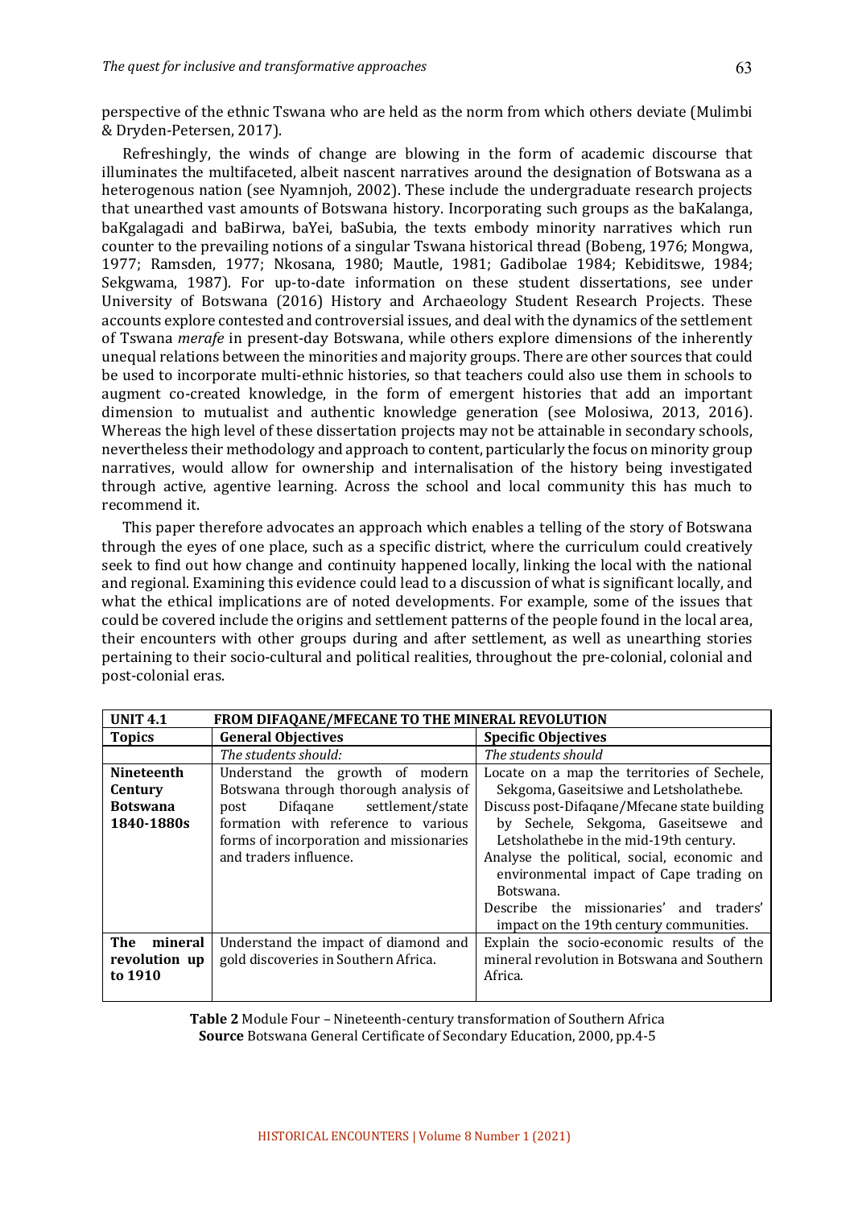perspective of the ethnic Tswana who are held as the norm from which others deviate (Mulimbi & Dryden-Petersen, 2017).

Refreshingly, the winds of change are blowing in the form of academic discourse that illuminates the multifaceted, albeit nascent narratives around the designation of Botswana as a heterogenous nation (see Nyamnjoh, 2002). These include the undergraduate research projects that unearthed vast amounts of Botswana history. Incorporating such groups as the baKalanga, baKgalagadi and baBirwa, baYei, baSubia, the texts embody minority narratives which run counter to the prevailing notions of a singular Tswana historical thread (Bobeng, 1976; Mongwa, 1977; Ramsden, 1977; Nkosana, 1980; Mautle, 1981; Gadibolae 1984; Kebiditswe, 1984; Sekgwama, 1987). For up-to-date information on these student dissertations, see under University of Botswana (2016) History and Archaeology Student Research Projects. These accounts explore contested and controversial issues, and deal with the dynamics of the settlement of Tswana *merafe* in present-day Botswana, while others explore dimensions of the inherently unequal relations between the minorities and majority groups. There are other sources that could be used to incorporate multi-ethnic histories, so that teachers could also use them in schools to augment co-created knowledge, in the form of emergent histories that add an important dimension to mutualist and authentic knowledge generation (see Molosiwa, 2013, 2016). Whereas the high level of these dissertation projects may not be attainable in secondary schools, nevertheless their methodology and approach to content, particularly the focus on minority group narratives, would allow for ownership and internalisation of the history being investigated through active, agentive learning. Across the school and local community this has much to recommend it.

This paper therefore advocates an approach which enables a telling of the story of Botswana through the eyes of one place, such as a specific district, where the curriculum could creatively seek to find out how change and continuity happened locally, linking the local with the national and regional. Examining this evidence could lead to a discussion of what is significant locally, and what the ethical implications are of noted developments. For example, some of the issues that could be covered include the origins and settlement patterns of the people found in the local area, their encounters with other groups during and after settlement, as well as unearthing stories pertaining to their socio-cultural and political realities, throughout the pre-colonial, colonial and post-colonial eras.

| **UNIT 4.1** | **FROM DIFAQANE/MFECANE TO THE MINERAL REVOLUTION** | |
|---|---|---|
| **Topics** | **General Objectives** | **Specific Objectives** |
| | *The students should:* | *The students should* |
| **Nineteenth Century Botswana 1840-1880s** | Understand the growth of modern Botswana through thorough analysis of post Difaqane settlement/state formation with reference to various forms of incorporation and missionaries and traders influence. | Locate on a map the territories of Sechele, Sekgoma, Gaseitswe and Letsholathebe.<br>Discuss post-Difaqane/Mfecane state building by Sechele, Sekgoma, Gaseitsewe and Letsholathebe in the mid-19th century.<br>Analyse the political, social, economic and environmental impact of Cape trading on Botswana.<br>Describe the missionaries' and traders' impact on the 19th century communities. |
| **The mineral revolution up to 1910** | Understand the impact of diamond and gold discoveries in Southern Africa. | Explain the socio-economic results of the mineral revolution in Botswana and Southern Africa. |

**Table 2** Module Four – Nineteenth-century transformation of Southern Africa
**Source** Botswana General Certificate of Secondary Education, 2000, pp.4-5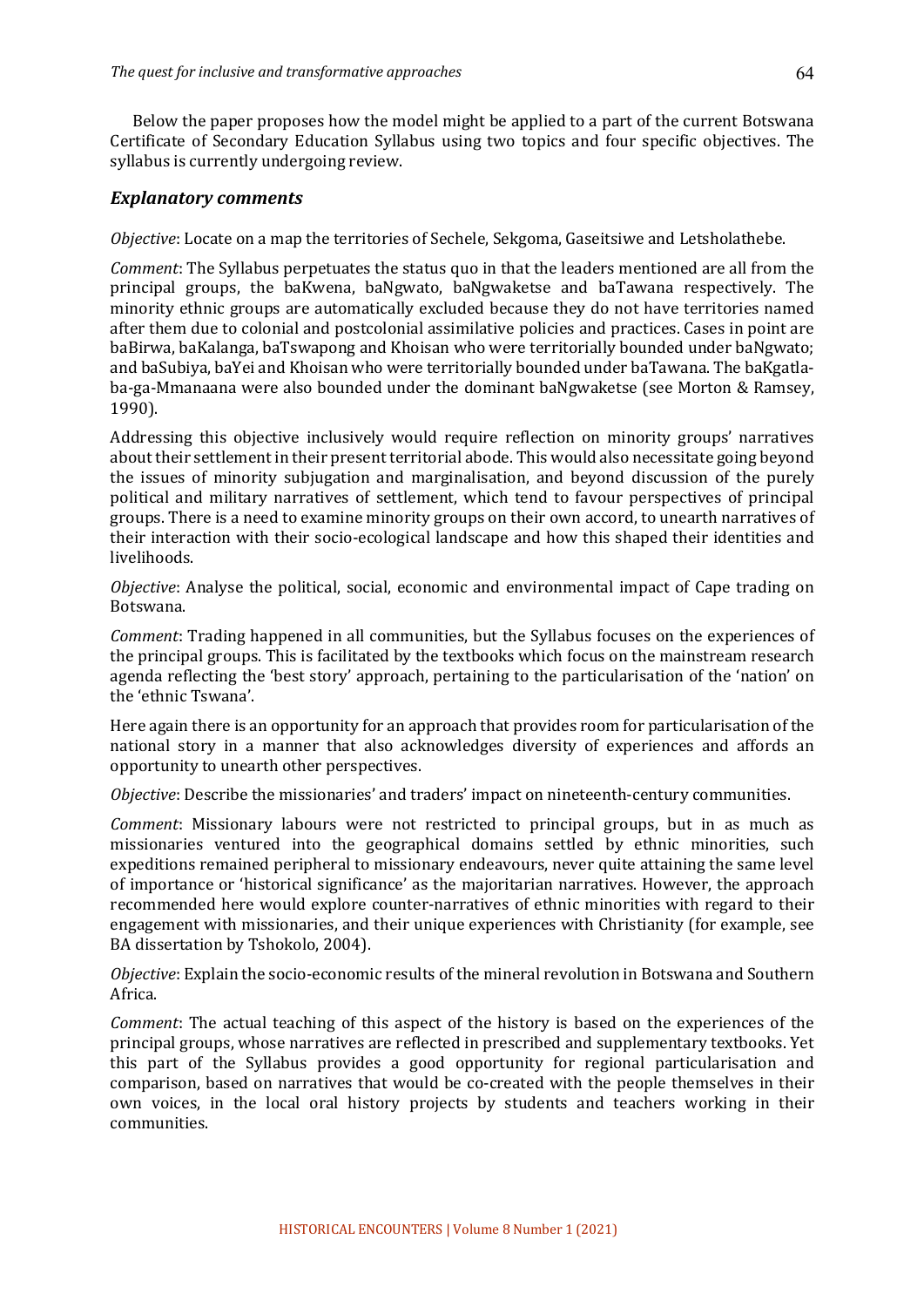Below the paper proposes how the model might be applied to a part of the current Botswana Certificate of Secondary Education Syllabus using two topics and four specific objectives. The syllabus is currently undergoing review.

### *Explanatory comments*

*Objective*: Locate on a map the territories of Sechele, Sekgoma, Gaseitsiwe and Letsholathebe.

*Comment*: The Syllabus perpetuates the status quo in that the leaders mentioned are all from the principal groups, the baKwena, baNgwato, baNgwaketse and baTawana respectively. The minority ethnic groups are automatically excluded because they do not have territories named after them due to colonial and postcolonial assimilative policies and practices. Cases in point are baBirwa, baKalanga, baTswapong and Khoisan who were territorially bounded under baNgwato; and baSubiya, baYei and Khoisan who were territorially bounded under baTawana. The baKgatla-ba-ga-Mmanaana were also bounded under the dominant baNgwaketse (see Morton & Ramsey, 1990).

Addressing this objective inclusively would require reflection on minority groups' narratives about their settlement in their present territorial abode. This would also necessitate going beyond the issues of minority subjugation and marginalisation, and beyond discussion of the purely political and military narratives of settlement, which tend to favour perspectives of principal groups. There is a need to examine minority groups on their own accord, to unearth narratives of their interaction with their socio-ecological landscape and how this shaped their identities and livelihoods.

*Objective*: Analyse the political, social, economic and environmental impact of Cape trading on Botswana.

*Comment*: Trading happened in all communities, but the Syllabus focuses on the experiences of the principal groups. This is facilitated by the textbooks which focus on the mainstream research agenda reflecting the 'best story' approach, pertaining to the particularisation of the 'nation' on the 'ethnic Tswana'.

Here again there is an opportunity for an approach that provides room for particularisation of the national story in a manner that also acknowledges diversity of experiences and affords an opportunity to unearth other perspectives.

*Objective*: Describe the missionaries' and traders' impact on nineteenth-century communities.

*Comment*: Missionary labours were not restricted to principal groups, but in as much as missionaries ventured into the geographical domains settled by ethnic minorities, such expeditions remained peripheral to missionary endeavours, never quite attaining the same level of importance or 'historical significance' as the majoritarian narratives. However, the approach recommended here would explore counter-narratives of ethnic minorities with regard to their engagement with missionaries, and their unique experiences with Christianity (for example, see BA dissertation by Tshokolo, 2004).

*Objective*: Explain the socio-economic results of the mineral revolution in Botswana and Southern Africa.

*Comment*: The actual teaching of this aspect of the history is based on the experiences of the principal groups, whose narratives are reflected in prescribed and supplementary textbooks. Yet this part of the Syllabus provides a good opportunity for regional particularisation and comparison, based on narratives that would be co-created with the people themselves in their own voices, in the local oral history projects by students and teachers working in their communities.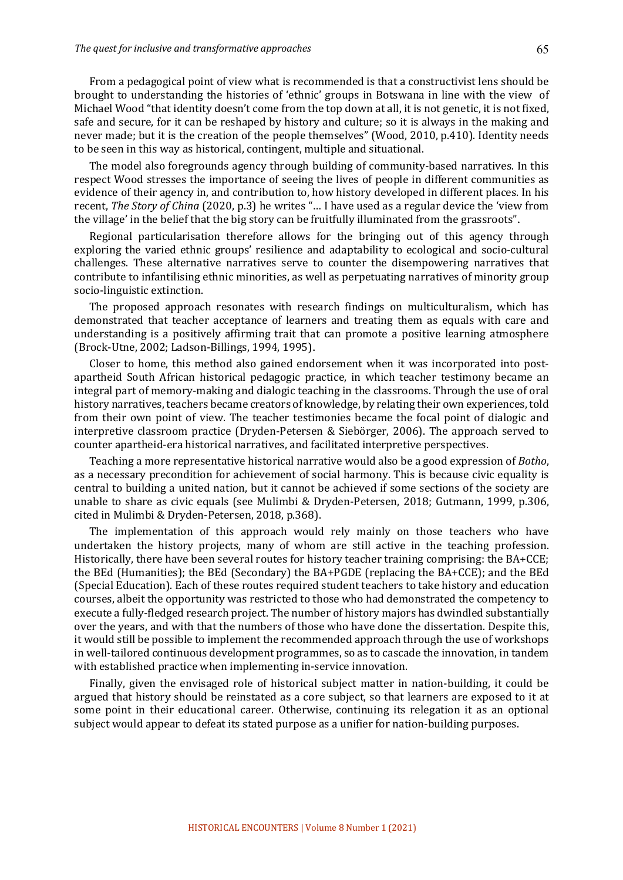From a pedagogical point of view what is recommended is that a constructivist lens should be brought to understanding the histories of 'ethnic' groups in Botswana in line with the view of Michael Wood "that identity doesn't come from the top down at all, it is not genetic, it is not fixed, safe and secure, for it can be reshaped by history and culture; so it is always in the making and never made; but it is the creation of the people themselves" (Wood, 2010, p.410). Identity needs to be seen in this way as historical, contingent, multiple and situational.

The model also foregrounds agency through building of community-based narratives. In this respect Wood stresses the importance of seeing the lives of people in different communities as evidence of their agency in, and contribution to, how history developed in different places. In his recent, *The Story of China* (2020, p.3) he writes "… I have used as a regular device the 'view from the village' in the belief that the big story can be fruitfully illuminated from the grassroots".

Regional particularisation therefore allows for the bringing out of this agency through exploring the varied ethnic groups' resilience and adaptability to ecological and socio-cultural challenges. These alternative narratives serve to counter the disempowering narratives that contribute to infantilising ethnic minorities, as well as perpetuating narratives of minority group socio-linguistic extinction.

The proposed approach resonates with research findings on multiculturalism, which has demonstrated that teacher acceptance of learners and treating them as equals with care and understanding is a positively affirming trait that can promote a positive learning atmosphere (Brock-Utne, 2002; Ladson-Billings, 1994, 1995).

Closer to home, this method also gained endorsement when it was incorporated into post-apartheid South African historical pedagogic practice, in which teacher testimony became an integral part of memory-making and dialogic teaching in the classrooms. Through the use of oral history narratives, teachers became creators of knowledge, by relating their own experiences, told from their own point of view. The teacher testimonies became the focal point of dialogic and interpretive classroom practice (Dryden-Petersen & Siebörger, 2006). The approach served to counter apartheid-era historical narratives, and facilitated interpretive perspectives.

Teaching a more representative historical narrative would also be a good expression of *Botho*, as a necessary precondition for achievement of social harmony. This is because civic equality is central to building a united nation, but it cannot be achieved if some sections of the society are unable to share as civic equals (see Mulimbi & Dryden-Petersen, 2018; Gutmann, 1999, p.306, cited in Mulimbi & Dryden-Petersen, 2018, p.368).

The implementation of this approach would rely mainly on those teachers who have undertaken the history projects, many of whom are still active in the teaching profession. Historically, there have been several routes for history teacher training comprising: the BA+CCE; the BEd (Humanities); the BEd (Secondary) the BA+PGDE (replacing the BA+CCE); and the BEd (Special Education). Each of these routes required student teachers to take history and education courses, albeit the opportunity was restricted to those who had demonstrated the competency to execute a fully-fledged research project. The number of history majors has dwindled substantially over the years, and with that the numbers of those who have done the dissertation. Despite this, it would still be possible to implement the recommended approach through the use of workshops in well-tailored continuous development programmes, so as to cascade the innovation, in tandem with established practice when implementing in-service innovation.

Finally, given the envisaged role of historical subject matter in nation-building, it could be argued that history should be reinstated as a core subject, so that learners are exposed to it at some point in their educational career. Otherwise, continuing its relegation it as an optional subject would appear to defeat its stated purpose as a unifier for nation-building purposes.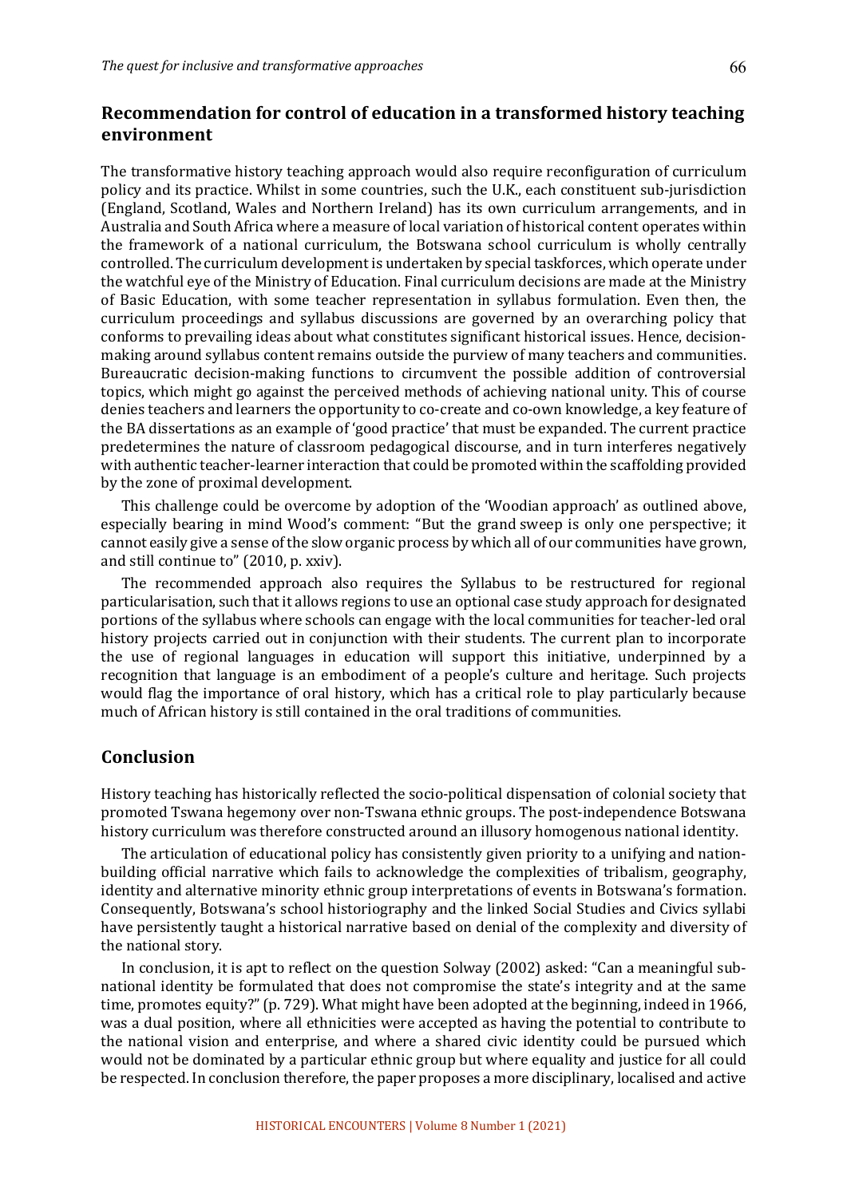## Recommendation for control of education in a transformed history teaching environment

The transformative history teaching approach would also require reconfiguration of curriculum policy and its practice. Whilst in some countries, such the U.K., each constituent sub-jurisdiction (England, Scotland, Wales and Northern Ireland) has its own curriculum arrangements, and in Australia and South Africa where a measure of local variation of historical content operates within the framework of a national curriculum, the Botswana school curriculum is wholly centrally controlled. The curriculum development is undertaken by special taskforces, which operate under the watchful eye of the Ministry of Education. Final curriculum decisions are made at the Ministry of Basic Education, with some teacher representation in syllabus formulation. Even then, the curriculum proceedings and syllabus discussions are governed by an overarching policy that conforms to prevailing ideas about what constitutes significant historical issues. Hence, decision-making around syllabus content remains outside the purview of many teachers and communities. Bureaucratic decision-making functions to circumvent the possible addition of controversial topics, which might go against the perceived methods of achieving national unity. This of course denies teachers and learners the opportunity to co-create and co-own knowledge, a key feature of the BA dissertations as an example of 'good practice' that must be expanded. The current practice predetermines the nature of classroom pedagogical discourse, and in turn interferes negatively with authentic teacher-learner interaction that could be promoted within the scaffolding provided by the zone of proximal development.

This challenge could be overcome by adoption of the 'Woodian approach' as outlined above, especially bearing in mind Wood's comment: "But the grand sweep is only one perspective; it cannot easily give a sense of the slow organic process by which all of our communities have grown, and still continue to" (2010, p. xxiv).

The recommended approach also requires the Syllabus to be restructured for regional particularisation, such that it allows regions to use an optional case study approach for designated portions of the syllabus where schools can engage with the local communities for teacher-led oral history projects carried out in conjunction with their students. The current plan to incorporate the use of regional languages in education will support this initiative, underpinned by a recognition that language is an embodiment of a people's culture and heritage. Such projects would flag the importance of oral history, which has a critical role to play particularly because much of African history is still contained in the oral traditions of communities.

## Conclusion

History teaching has historically reflected the socio-political dispensation of colonial society that promoted Tswana hegemony over non-Tswana ethnic groups. The post-independence Botswana history curriculum was therefore constructed around an illusory homogenous national identity.

The articulation of educational policy has consistently given priority to a unifying and nation-building official narrative which fails to acknowledge the complexities of tribalism, geography, identity and alternative minority ethnic group interpretations of events in Botswana's formation. Consequently, Botswana's school historiography and the linked Social Studies and Civics syllabi have persistently taught a historical narrative based on denial of the complexity and diversity of the national story.

In conclusion, it is apt to reflect on the question Solway (2002) asked: "Can a meaningful sub-national identity be formulated that does not compromise the state's integrity and at the same time, promotes equity?" (p. 729). What might have been adopted at the beginning, indeed in 1966, was a dual position, where all ethnicities were accepted as having the potential to contribute to the national vision and enterprise, and where a shared civic identity could be pursued which would not be dominated by a particular ethnic group but where equality and justice for all could be respected. In conclusion therefore, the paper proposes a more disciplinary, localised and active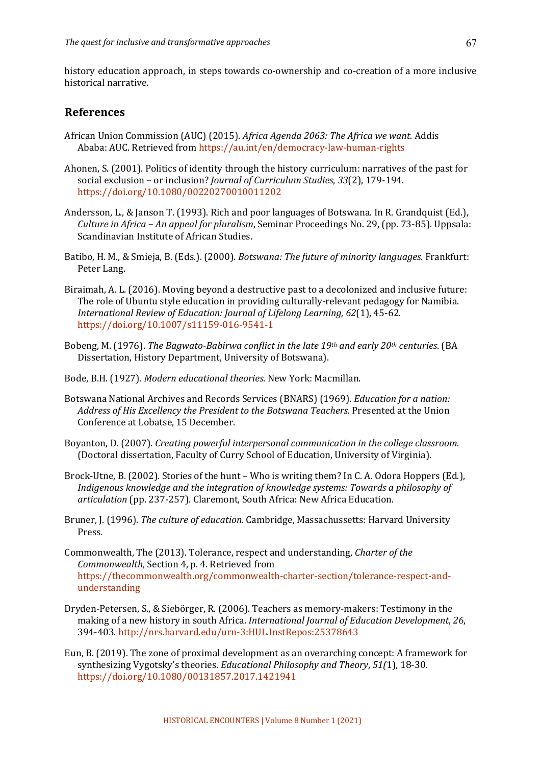history education approach, in steps towards co-ownership and co-creation of a more inclusive historical narrative.

## References

African Union Commission (AUC) (2015). *Africa Agenda 2063: The Africa we want*. Addis Ababa: AUC. Retrieved from https://au.int/en/democracy-law-human-rights

Ahonen, S. (2001). Politics of identity through the history curriculum: narratives of the past for social exclusion – or inclusion? *Journal of Curriculum Studies*, *33*(2), 179-194. https://doi.org/10.1080/00220270010011202

Andersson, L., & Janson T. (1993). Rich and poor languages of Botswana. In R. Grandquist (Ed.), *Culture in Africa – An appeal for pluralism*, Seminar Proceedings No. 29, (pp. 73-85). Uppsala: Scandinavian Institute of African Studies.

Batibo, H. M., & Smieja, B. (Eds.). (2000). *Botswana: The future of minority languages*. Frankfurt: Peter Lang.

Biraimah, A. L. (2016). Moving beyond a destructive past to a decolonized and inclusive future: The role of Ubuntu style education in providing culturally-relevant pedagogy for Namibia. *International Review of Education: Journal of Lifelong Learning, 62*(1), 45-62. https://doi.org/10.1007/s11159-016-9541-1

Bobeng, M. (1976). *The Bagwato-Babirwa conflict in the late 19th and early 20th centuries*. (BA Dissertation, History Department, University of Botswana).

Bode, B.H. (1927). *Modern educational theories*. New York: Macmillan.

Botswana National Archives and Records Services (BNARS) (1969). *Education for a nation: Address of His Excellency the President to the Botswana Teachers*. Presented at the Union Conference at Lobatse, 15 December.

Boyanton, D. (2007). *Creating powerful interpersonal communication in the college classroom*. (Doctoral dissertation, Faculty of Curry School of Education, University of Virginia).

Brock-Utne, B. (2002). Stories of the hunt – Who is writing them? In C. A. Odora Hoppers (Ed.), *Indigenous knowledge and the integration of knowledge systems: Towards a philosophy of articulation* (pp. 237-257). Claremont, South Africa: New Africa Education.

Bruner, J. (1996). *The culture of education*. Cambridge, Massachussetts: Harvard University Press.

Commonwealth, The (2013). Tolerance, respect and understanding, *Charter of the Commonwealth*, Section 4, p. 4. Retrieved from https://thecommonwealth.org/commonwealth-charter-section/tolerance-respect-and-understanding

Dryden-Petersen, S., & Siebörger, R. (2006). Teachers as memory-makers: Testimony in the making of a new history in south Africa. *International Journal of Education Development*, *26*, 394-403. http://nrs.harvard.edu/urn-3:HUL.InstRepos:25378643

Eun, B. (2019). The zone of proximal development as an overarching concept: A framework for synthesizing Vygotsky's theories. *Educational Philosophy and Theory*, *51(*1), 18-30. https://doi.org/10.1080/00131857.2017.1421941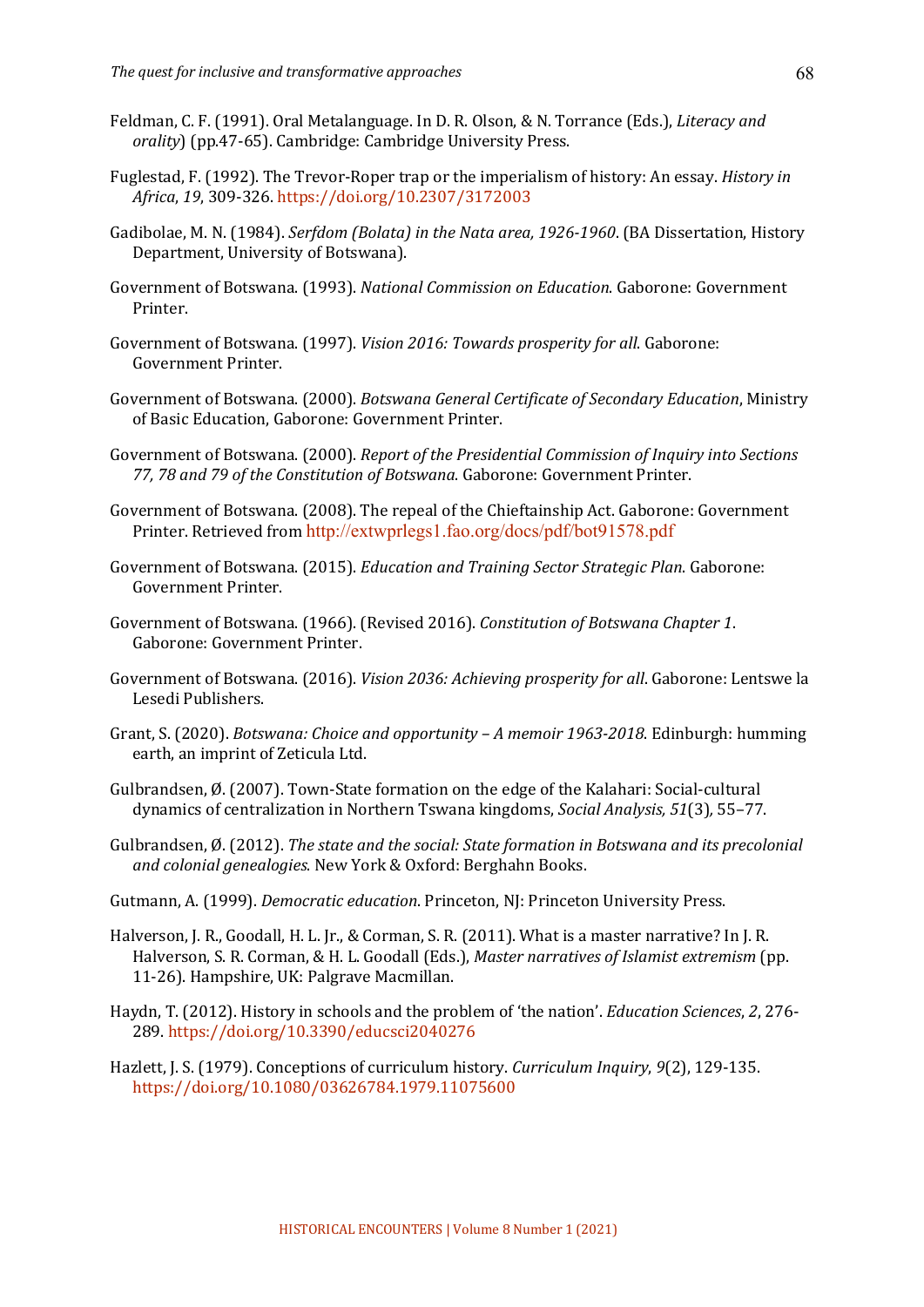Feldman, C. F. (1991). Oral Metalanguage. In D. R. Olson, & N. Torrance (Eds.), *Literacy and orality*) (pp.47-65). Cambridge: Cambridge University Press.

Fuglestad, F. (1992). The Trevor-Roper trap or the imperialism of history: An essay. *History in Africa*, *19*, 309-326. https://doi.org/10.2307/3172003

Gadibolae, M. N. (1984). *Serfdom (Bolata) in the Nata area, 1926-1960*. (BA Dissertation, History Department, University of Botswana).

Government of Botswana. (1993). *National Commission on Education*. Gaborone: Government Printer.

Government of Botswana. (1997). *Vision 2016: Towards prosperity for all*. Gaborone: Government Printer.

Government of Botswana. (2000). *Botswana General Certificate of Secondary Education*, Ministry of Basic Education, Gaborone: Government Printer.

Government of Botswana. (2000). *Report of the Presidential Commission of Inquiry into Sections 77, 78 and 79 of the Constitution of Botswana*. Gaborone: Government Printer.

Government of Botswana. (2008). The repeal of the Chieftainship Act. Gaborone: Government Printer. Retrieved from http://extwprlegs1.fao.org/docs/pdf/bot91578.pdf

Government of Botswana. (2015). *Education and Training Sector Strategic Plan*. Gaborone: Government Printer.

Government of Botswana. (1966). (Revised 2016). *Constitution of Botswana Chapter 1*. Gaborone: Government Printer.

Government of Botswana. (2016). *Vision 2036: Achieving prosperity for all*. Gaborone: Lentswe la Lesedi Publishers.

Grant, S. (2020). *Botswana: Choice and opportunity – A memoir 1963-2018*. Edinburgh: humming earth, an imprint of Zeticula Ltd.

Gulbrandsen, Ø. (2007). Town-State formation on the edge of the Kalahari: Social-cultural dynamics of centralization in Northern Tswana kingdoms, *Social Analysis, 51*(3), 55–77.

Gulbrandsen, Ø. (2012). *The state and the social: State formation in Botswana and its precolonial and colonial genealogies*. New York & Oxford: Berghahn Books.

Gutmann, A. (1999). *Democratic education*. Princeton, NJ: Princeton University Press.

Halverson, J. R., Goodall, H. L. Jr., & Corman, S. R. (2011). What is a master narrative? In J. R. Halverson, S. R. Corman, & H. L. Goodall (Eds.), *Master narratives of Islamist extremism* (pp. 11-26). Hampshire, UK: Palgrave Macmillan.

Haydn, T. (2012). History in schools and the problem of 'the nation'. *Education Sciences*, *2*, 276-289. https://doi.org/10.3390/educsci2040276

Hazlett, J. S. (1979). Conceptions of curriculum history. *Curriculum Inquiry*, *9*(2), 129-135. https://doi.org/10.1080/03626784.1979.11075600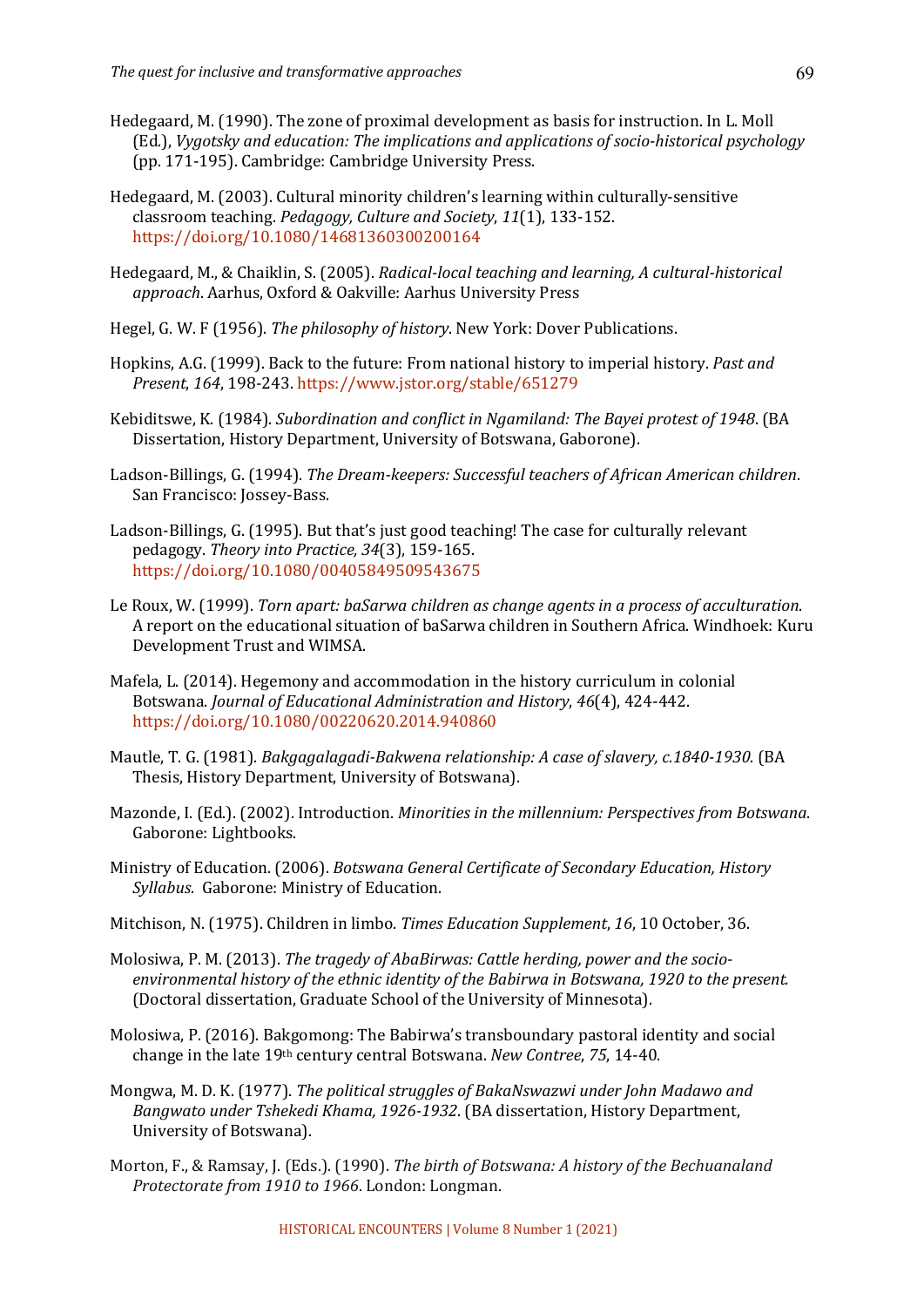Hedegaard, M. (1990). The zone of proximal development as basis for instruction. In L. Moll (Ed.), *Vygotsky and education: The implications and applications of socio-historical psychology* (pp. 171-195). Cambridge: Cambridge University Press.

Hedegaard, M. (2003). Cultural minority children's learning within culturally-sensitive classroom teaching. *Pedagogy, Culture and Society*, *11*(1), 133-152. https://doi.org/10.1080/14681360300200164

Hedegaard, M., & Chaiklin, S. (2005). *Radical-local teaching and learning, A cultural-historical approach*. Aarhus, Oxford & Oakville: Aarhus University Press

Hegel, G. W. F (1956). *The philosophy of history*. New York: Dover Publications.

Hopkins, A.G. (1999). Back to the future: From national history to imperial history. *Past and Present*, *164*, 198-243. https://www.jstor.org/stable/651279

Kebiditswe, K. (1984). *Subordination and conflict in Ngamiland: The Bayei protest of 1948*. (BA Dissertation, History Department, University of Botswana, Gaborone).

Ladson-Billings, G. (1994). *The Dream-keepers: Successful teachers of African American children*. San Francisco: Jossey-Bass.

Ladson-Billings, G. (1995). But that's just good teaching! The case for culturally relevant pedagogy. *Theory into Practice, 34*(3), 159-165. https://doi.org/10.1080/00405849509543675

Le Roux, W. (1999). *Torn apart: baSarwa children as change agents in a process of acculturation*. A report on the educational situation of baSarwa children in Southern Africa. Windhoek: Kuru Development Trust and WIMSA.

Mafela, L. (2014). Hegemony and accommodation in the history curriculum in colonial Botswana. *Journal of Educational Administration and History*, *46*(4), 424-442. https://doi.org/10.1080/00220620.2014.940860

Mautle, T. G. (1981). *Bakgagalagadi-Bakwena relationship: A case of slavery, c.1840-1930*. (BA Thesis, History Department, University of Botswana).

Mazonde, I. (Ed.). (2002). Introduction. *Minorities in the millennium: Perspectives from Botswana*. Gaborone: Lightbooks.

Ministry of Education. (2006). *Botswana General Certificate of Secondary Education, History Syllabus*. Gaborone: Ministry of Education.

Mitchison, N. (1975). Children in limbo. *Times Education Supplement*, *16*, 10 October, 36.

Molosiwa, P. M. (2013). *The tragedy of AbaBirwas: Cattle herding, power and the socio-environmental history of the ethnic identity of the Babirwa in Botswana, 1920 to the present.* (Doctoral dissertation, Graduate School of the University of Minnesota).

Molosiwa, P. (2016). Bakgomong: The Babirwa's transboundary pastoral identity and social change in the late 19th century central Botswana. *New Contree*, *75*, 14-40.

Mongwa, M. D. K. (1977). *The political struggles of BakaNswazwi under John Madawo and Bangwato under Tshekedi Khama, 1926-1932*. (BA dissertation, History Department, University of Botswana).

Morton, F., & Ramsay, J. (Eds.). (1990). *The birth of Botswana: A history of the Bechuanaland Protectorate from 1910 to 1966*. London: Longman.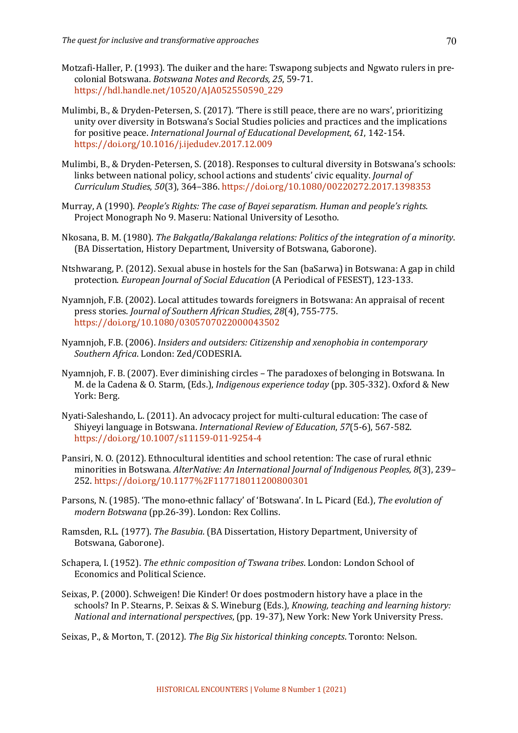Motzafi-Haller, P. (1993). The duiker and the hare: Tswapong subjects and Ngwato rulers in pre-colonial Botswana. *Botswana Notes and Records, 25*, 59-71. https://hdl.handle.net/10520/AJA052550590_229

Mulimbi, B., & Dryden-Petersen, S. (2017). 'There is still peace, there are no wars', prioritizing unity over diversity in Botswana's Social Studies policies and practices and the implications for positive peace. *International Journal of Educational Development*, *61*, 142-154. https://doi.org/10.1016/j.ijedudev.2017.12.009

Mulimbi, B., & Dryden-Petersen, S. (2018). Responses to cultural diversity in Botswana's schools: links between national policy, school actions and students' civic equality. *Journal of Curriculum Studies*, *50*(3), 364–386. https://doi.org/10.1080/00220272.2017.1398353

Murray, A (1990). *People's Rights: The case of Bayei separatism. Human and people's rights*. Project Monograph No 9. Maseru: National University of Lesotho.

Nkosana, B. M. (1980). *The Bakgatla/Bakalanga relations: Politics of the integration of a minority*. (BA Dissertation, History Department, University of Botswana, Gaborone).

Ntshwarang, P. (2012). Sexual abuse in hostels for the San (baSarwa) in Botswana: A gap in child protection. *European Journal of Social Education* (A Periodical of FESEST), 123-133.

Nyamnjoh, F.B. (2002). Local attitudes towards foreigners in Botswana: An appraisal of recent press stories. *Journal of Southern African Studies*, *28*(4), 755-775. https://doi.org/10.1080/0305707022000043502

Nyamnjoh, F.B. (2006). *Insiders and outsiders: Citizenship and xenophobia in contemporary Southern Africa*. London: Zed/CODESRIA.

Nyamnjoh, F. B. (2007). Ever diminishing circles – The paradoxes of belonging in Botswana. In M. de la Cadena & O. Starm, (Eds.), *Indigenous experience today* (pp. 305-332). Oxford & New York: Berg.

Nyati-Saleshando, L. (2011). An advocacy project for multi-cultural education: The case of Shiyeyi language in Botswana. *International Review of Education*, *57*(5-6), 567-582. https://doi.org/10.1007/s11159-011-9254-4

Pansiri, N. O. (2012). Ethnocultural identities and school retention: The case of rural ethnic minorities in Botswana. *AlterNative: An International Journal of Indigenous Peoples, 8*(3), 239–252. https://doi.org/10.1177%2F117718011200800301

Parsons, N. (1985). 'The mono-ethnic fallacy' of 'Botswana'. In L. Picard (Ed.), *The evolution of modern Botswana* (pp.26-39). London: Rex Collins.

Ramsden, R.L. (1977). *The Basubia*. (BA Dissertation, History Department, University of Botswana, Gaborone).

Schapera, I. (1952). *The ethnic composition of Tswana tribes*. London: London School of Economics and Political Science.

Seixas, P. (2000). Schweigen! Die Kinder! Or does postmodern history have a place in the schools? In P. Stearns, P. Seixas & S. Wineburg (Eds.), *Knowing, teaching and learning history: National and international perspectives*, (pp. 19-37), New York: New York University Press.

Seixas, P., & Morton, T. (2012). *The Big Six historical thinking concepts*. Toronto: Nelson.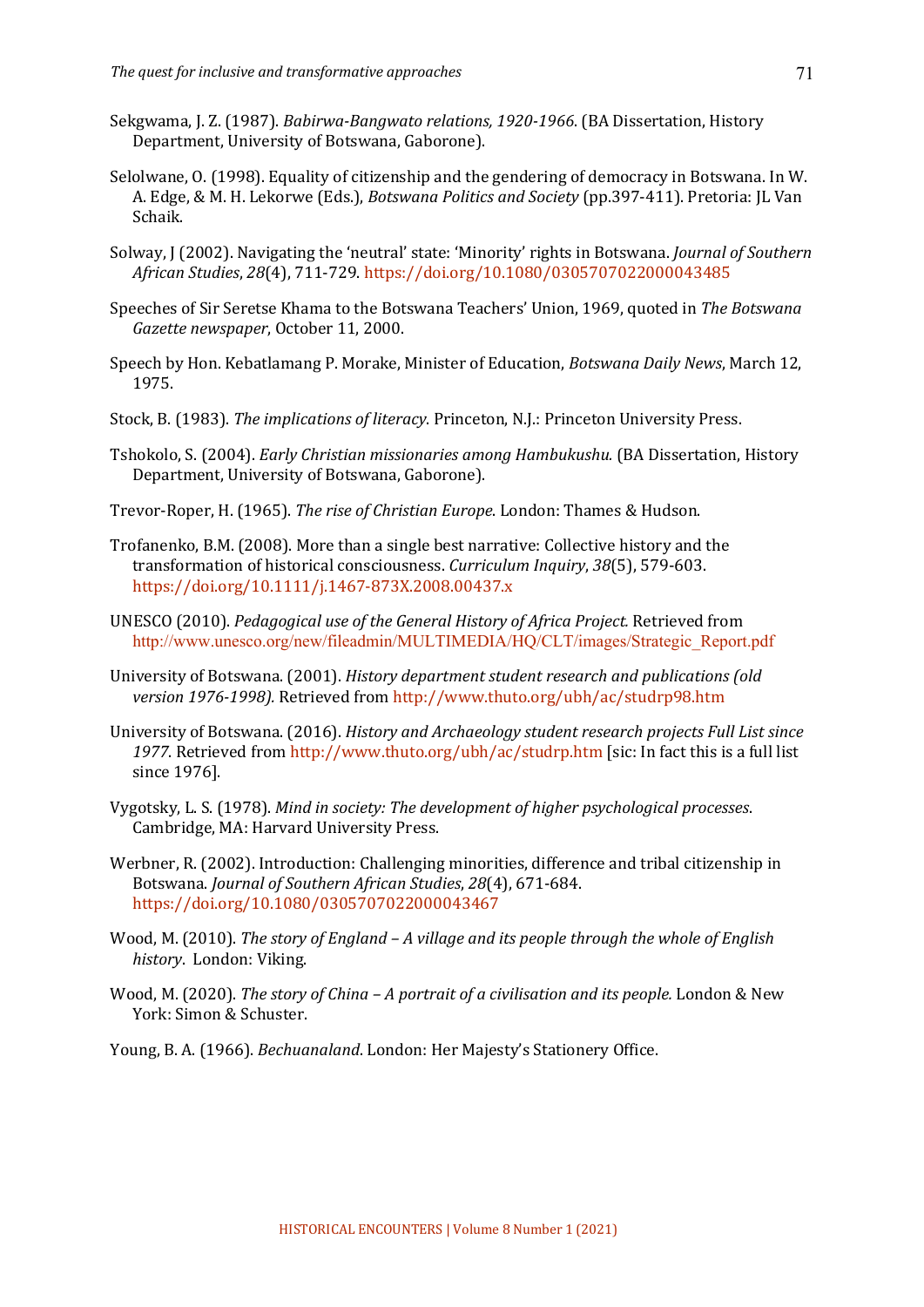Sekgwama, J. Z. (1987). *Babirwa-Bangwato relations, 1920-1966*. (BA Dissertation, History Department, University of Botswana, Gaborone).

Selolwane, O. (1998). Equality of citizenship and the gendering of democracy in Botswana. In W. A. Edge, & M. H. Lekorwe (Eds.), *Botswana Politics and Society* (pp.397-411). Pretoria: JL Van Schaik.

Solway, J (2002). Navigating the 'neutral' state: 'Minority' rights in Botswana. *Journal of Southern African Studies*, *28*(4), 711-729. https://doi.org/10.1080/0305707022000043485

Speeches of Sir Seretse Khama to the Botswana Teachers' Union, 1969, quoted in *The Botswana Gazette newspaper*, October 11, 2000.

Speech by Hon. Kebatlamang P. Morake, Minister of Education, *Botswana Daily News*, March 12, 1975.

Stock, B. (1983). *The implications of literacy.* Princeton, N.J.: Princeton University Press.

Tshokolo, S. (2004). *Early Christian missionaries among Hambukushu.* (BA Dissertation, History Department, University of Botswana, Gaborone).

Trevor-Roper, H. (1965). *The rise of Christian Europe*. London: Thames & Hudson.

Trofanenko, B.M. (2008). More than a single best narrative: Collective history and the transformation of historical consciousness. *Curriculum Inquiry*, *38*(5), 579-603. https://doi.org/10.1111/j.1467-873X.2008.00437.x

UNESCO (2010). *Pedagogical use of the General History of Africa Project.* Retrieved from http://www.unesco.org/new/fileadmin/MULTIMEDIA/HQ/CLT/images/Strategic_Report.pdf

University of Botswana. (2001). *History department student research and publications (old version 1976-1998).* Retrieved from http://www.thuto.org/ubh/ac/studrp98.htm

University of Botswana. (2016). *History and Archaeology student research projects Full List since 1977*. Retrieved from http://www.thuto.org/ubh/ac/studrp.htm [sic: In fact this is a full list since 1976].

Vygotsky, L. S. (1978). *Mind in society: The development of higher psychological processes*. Cambridge, MA: Harvard University Press.

Werbner, R. (2002). Introduction: Challenging minorities, difference and tribal citizenship in Botswana. *Journal of Southern African Studies*, *28*(4), 671-684. https://doi.org/10.1080/0305707022000043467

Wood, M. (2010). *The story of England – A village and its people through the whole of English history*. London: Viking.

Wood, M. (2020). *The story of China – A portrait of a civilisation and its people.* London & New York: Simon & Schuster.

Young, B. A. (1966). *Bechuanaland*. London: Her Majesty's Stationery Office.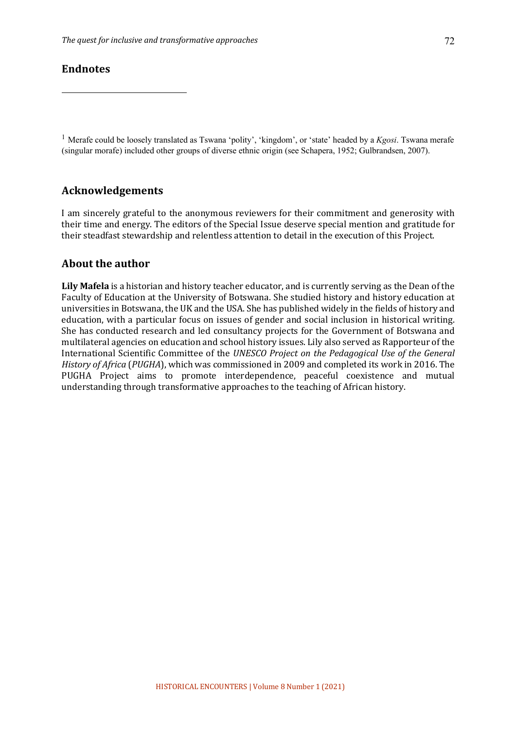## Endnotes

[1] Merafe could be loosely translated as Tswana 'polity', 'kingdom', or 'state' headed by a *Kgosi*. Tswana merafe (singular morafe) included other groups of diverse ethnic origin (see Schapera, 1952; Gulbrandsen, 2007).

## Acknowledgements

I am sincerely grateful to the anonymous reviewers for their commitment and generosity with their time and energy. The editors of the Special Issue deserve special mention and gratitude for their steadfast stewardship and relentless attention to detail in the execution of this Project.

## About the author

**Lily Mafela** is a historian and history teacher educator, and is currently serving as the Dean of the Faculty of Education at the University of Botswana. She studied history and history education at universities in Botswana, the UK and the USA. She has published widely in the fields of history and education, with a particular focus on issues of gender and social inclusion in historical writing. She has conducted research and led consultancy projects for the Government of Botswana and multilateral agencies on education and school history issues. Lily also served as Rapporteur of the International Scientific Committee of the *UNESCO Project on the Pedagogical Use of the General History of Africa* (*PUGHA*), which was commissioned in 2009 and completed its work in 2016. The PUGHA Project aims to promote interdependence, peaceful coexistence and mutual understanding through transformative approaches to the teaching of African history.